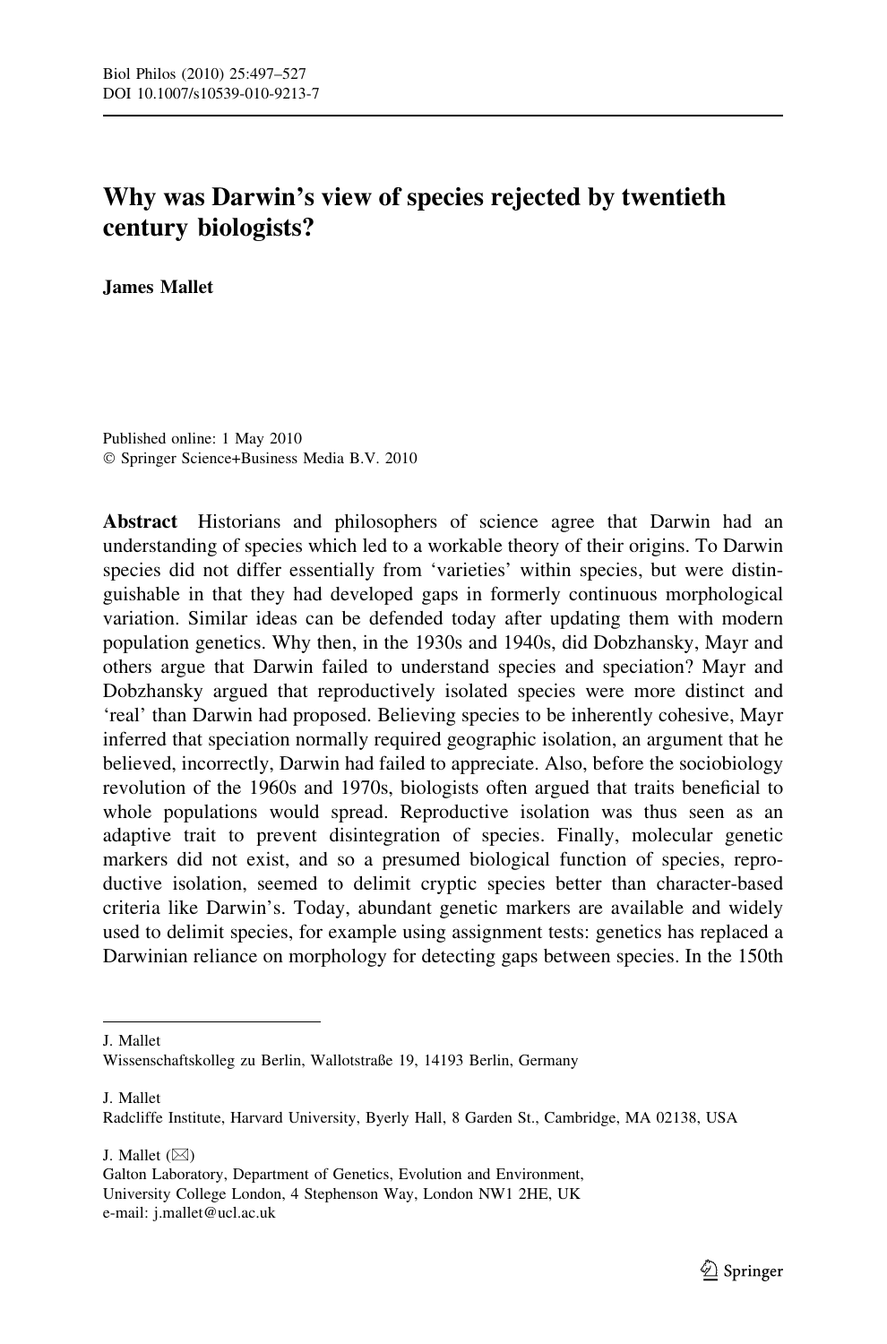# Why was Darwin's view of species rejected by twentieth century biologists?

**James Mallet**

Published online: 1 May 2010
© Springer Science+Business Media B.V. 2010

**Abstract** Historians and philosophers of science agree that Darwin had an understanding of species which led to a workable theory of their origins. To Darwin species did not differ essentially from 'varieties' within species, but were distinguishable in that they had developed gaps in formerly continuous morphological variation. Similar ideas can be defended today after updating them with modern population genetics. Why then, in the 1930s and 1940s, did Dobzhansky, Mayr and others argue that Darwin failed to understand species and speciation? Mayr and Dobzhansky argued that reproductively isolated species were more distinct and 'real' than Darwin had proposed. Believing species to be inherently cohesive, Mayr inferred that speciation normally required geographic isolation, an argument that he believed, incorrectly, Darwin had failed to appreciate. Also, before the sociobiology revolution of the 1960s and 1970s, biologists often argued that traits beneficial to whole populations would spread. Reproductive isolation was thus seen as an adaptive trait to prevent disintegration of species. Finally, molecular genetic markers did not exist, and so a presumed biological function of species, reproductive isolation, seemed to delimit cryptic species better than character-based criteria like Darwin's. Today, abundant genetic markers are available and widely used to delimit species, for example using assignment tests: genetics has replaced a Darwinian reliance on morphology for detecting gaps between species. In the 150th

---

J. Mallet
Wissenschaftskolleg zu Berlin, Wallotstraße 19, 14193 Berlin, Germany

J. Mallet
Radcliffe Institute, Harvard University, Byerly Hall, 8 Garden St., Cambridge, MA 02138, USA

J. Mallet (✉)
Galton Laboratory, Department of Genetics, Evolution and Environment, University College London, 4 Stephenson Way, London NW1 2HE, UK
e-mail: j.mallet@ucl.ac.uk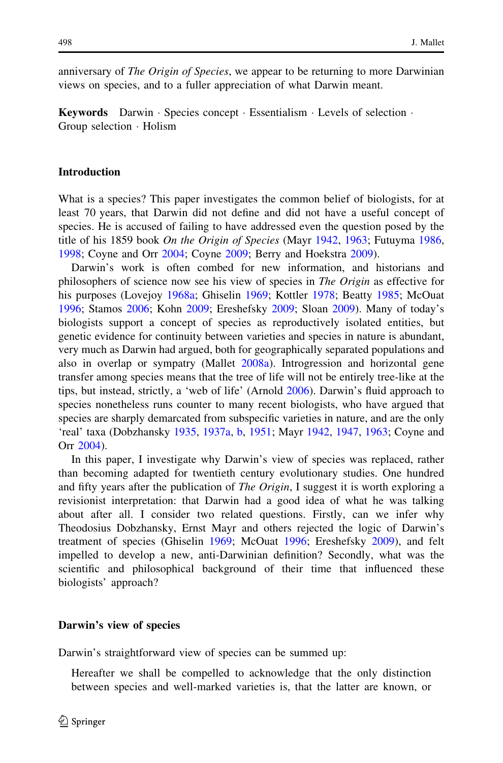anniversary of *The Origin of Species*, we appear to be returning to more Darwinian views on species, and to a fuller appreciation of what Darwin meant.

**Keywords** Darwin · Species concept · Essentialism · Levels of selection · Group selection · Holism

## Introduction

What is a species? This paper investigates the common belief of biologists, for at least 70 years, that Darwin did not define and did not have a useful concept of species. He is accused of failing to have addressed even the question posed by the title of his 1859 book *On the Origin of Species* (Mayr 1942, 1963; Futuyma 1986, 1998; Coyne and Orr 2004; Coyne 2009; Berry and Hoekstra 2009).

Darwin's work is often combed for new information, and historians and philosophers of science now see his view of species in *The Origin* as effective for his purposes (Lovejoy 1968a; Ghiselin 1969; Kottler 1978; Beatty 1985; McOuat 1996; Stamos 2006; Kohn 2009; Ereshefsky 2009; Sloan 2009). Many of today's biologists support a concept of species as reproductively isolated entities, but genetic evidence for continuity between varieties and species in nature is abundant, very much as Darwin had argued, both for geographically separated populations and also in overlap or sympatry (Mallet 2008a). Introgression and horizontal gene transfer among species means that the tree of life will not be entirely tree-like at the tips, but instead, strictly, a 'web of life' (Arnold 2006). Darwin's fluid approach to species nonetheless runs counter to many recent biologists, who have argued that species are sharply demarcated from subspecific varieties in nature, and are the only 'real' taxa (Dobzhansky 1935, 1937a, b, 1951; Mayr 1942, 1947, 1963; Coyne and Orr 2004).

In this paper, I investigate why Darwin's view of species was replaced, rather than becoming adapted for twentieth century evolutionary studies. One hundred and fifty years after the publication of *The Origin*, I suggest it is worth exploring a revisionist interpretation: that Darwin had a good idea of what he was talking about after all. I consider two related questions. Firstly, can we infer why Theodosius Dobzhansky, Ernst Mayr and others rejected the logic of Darwin's treatment of species (Ghiselin 1969; McOuat 1996; Ereshefsky 2009), and felt impelled to develop a new, anti-Darwinian definition? Secondly, what was the scientific and philosophical background of their time that influenced these biologists' approach?

## Darwin's view of species

Darwin's straightforward view of species can be summed up:

> Hereafter we shall be compelled to acknowledge that the only distinction between species and well-marked varieties is, that the latter are known, or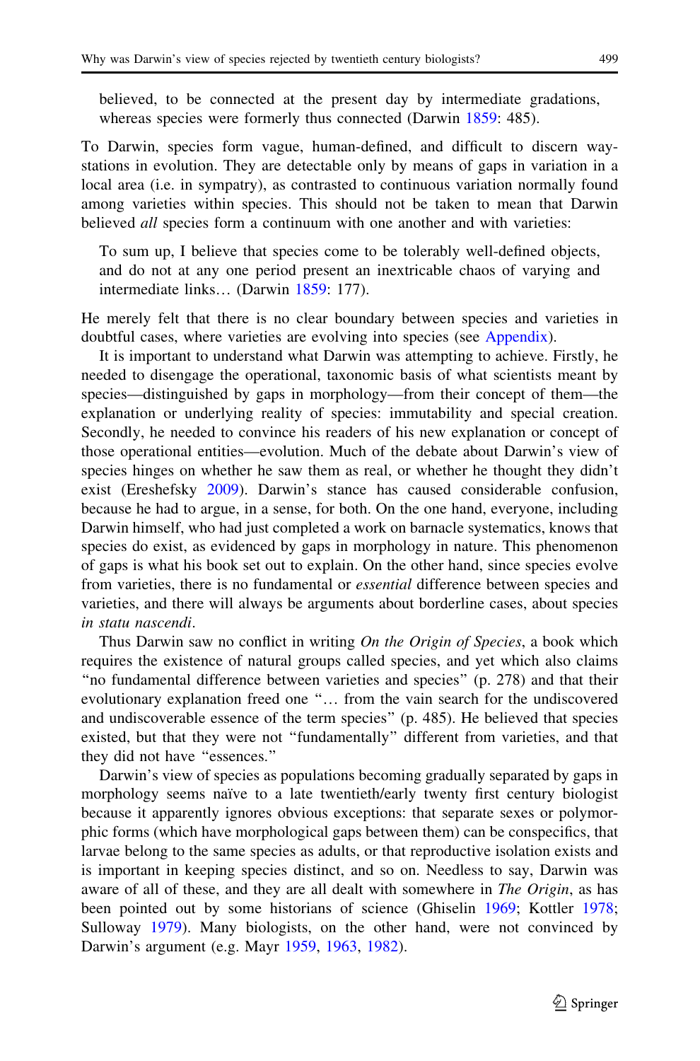> believed, to be connected at the present day by intermediate gradations, whereas species were formerly thus connected (Darwin 1859: 485).

To Darwin, species form vague, human-defined, and difficult to discern way-stations in evolution. They are detectable only by means of gaps in variation in a local area (i.e. in sympatry), as contrasted to continuous variation normally found among varieties within species. This should not be taken to mean that Darwin believed *all* species form a continuum with one another and with varieties:

> To sum up, I believe that species come to be tolerably well-defined objects, and do not at any one period present an inextricable chaos of varying and intermediate links… (Darwin 1859: 177).

He merely felt that there is no clear boundary between species and varieties in doubtful cases, where varieties are evolving into species (see Appendix).

It is important to understand what Darwin was attempting to achieve. Firstly, he needed to disengage the operational, taxonomic basis of what scientists meant by species—distinguished by gaps in morphology—from their concept of them—the explanation or underlying reality of species: immutability and special creation. Secondly, he needed to convince his readers of his new explanation or concept of those operational entities—evolution. Much of the debate about Darwin's view of species hinges on whether he saw them as real, or whether he thought they didn't exist (Ereshefsky 2009). Darwin's stance has caused considerable confusion, because he had to argue, in a sense, for both. On the one hand, everyone, including Darwin himself, who had just completed a work on barnacle systematics, knows that species do exist, as evidenced by gaps in morphology in nature. This phenomenon of gaps is what his book set out to explain. On the other hand, since species evolve from varieties, there is no fundamental or *essential* difference between species and varieties, and there will always be arguments about borderline cases, about species *in statu nascendi*.

Thus Darwin saw no conflict in writing *On the Origin of Species*, a book which requires the existence of natural groups called species, and yet which also claims "no fundamental difference between varieties and species" (p. 278) and that their evolutionary explanation freed one "… from the vain search for the undiscovered and undiscoverable essence of the term species" (p. 485). He believed that species existed, but that they were not "fundamentally" different from varieties, and that they did not have "essences."

Darwin's view of species as populations becoming gradually separated by gaps in morphology seems naïve to a late twentieth/early twenty first century biologist because it apparently ignores obvious exceptions: that separate sexes or polymorphic forms (which have morphological gaps between them) can be conspecifics, that larvae belong to the same species as adults, or that reproductive isolation exists and is important in keeping species distinct, and so on. Needless to say, Darwin was aware of all of these, and they are all dealt with somewhere in *The Origin*, as has been pointed out by some historians of science (Ghiselin 1969; Kottler 1978; Sulloway 1979). Many biologists, on the other hand, were not convinced by Darwin's argument (e.g. Mayr 1959, 1963, 1982).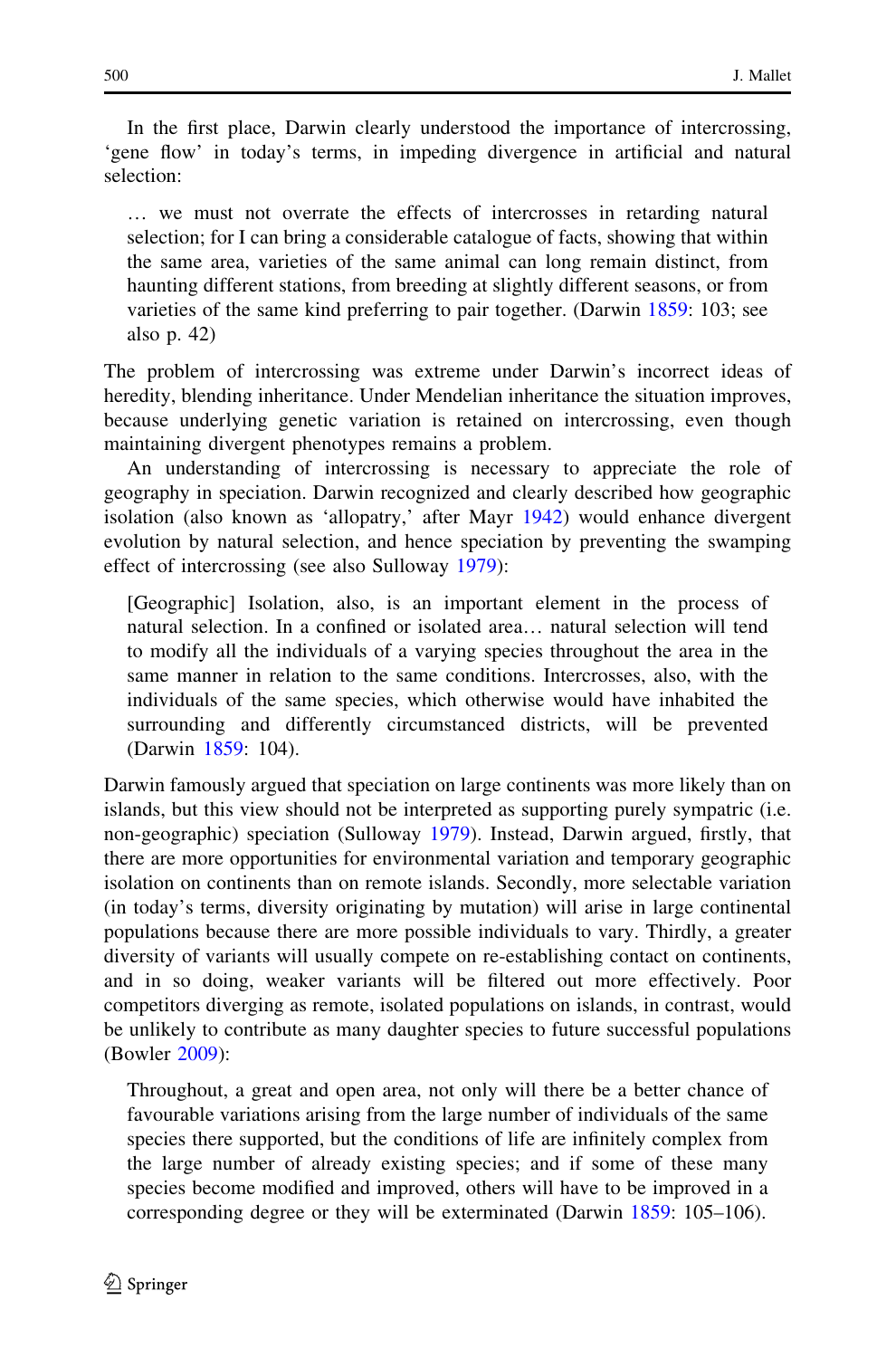In the first place, Darwin clearly understood the importance of intercrossing, 'gene flow' in today's terms, in impeding divergence in artificial and natural selection:

> … we must not overrate the effects of intercrosses in retarding natural selection; for I can bring a considerable catalogue of facts, showing that within the same area, varieties of the same animal can long remain distinct, from haunting different stations, from breeding at slightly different seasons, or from varieties of the same kind preferring to pair together. (Darwin 1859: 103; see also p. 42)

The problem of intercrossing was extreme under Darwin's incorrect ideas of heredity, blending inheritance. Under Mendelian inheritance the situation improves, because underlying genetic variation is retained on intercrossing, even though maintaining divergent phenotypes remains a problem.

An understanding of intercrossing is necessary to appreciate the role of geography in speciation. Darwin recognized and clearly described how geographic isolation (also known as 'allopatry,' after Mayr 1942) would enhance divergent evolution by natural selection, and hence speciation by preventing the swamping effect of intercrossing (see also Sulloway 1979):

> [Geographic] Isolation, also, is an important element in the process of natural selection. In a confined or isolated area… natural selection will tend to modify all the individuals of a varying species throughout the area in the same manner in relation to the same conditions. Intercrosses, also, with the individuals of the same species, which otherwise would have inhabited the surrounding and differently circumstanced districts, will be prevented (Darwin 1859: 104).

Darwin famously argued that speciation on large continents was more likely than on islands, but this view should not be interpreted as supporting purely sympatric (i.e. non-geographic) speciation (Sulloway 1979). Instead, Darwin argued, firstly, that there are more opportunities for environmental variation and temporary geographic isolation on continents than on remote islands. Secondly, more selectable variation (in today's terms, diversity originating by mutation) will arise in large continental populations because there are more possible individuals to vary. Thirdly, a greater diversity of variants will usually compete on re-establishing contact on continents, and in so doing, weaker variants will be filtered out more effectively. Poor competitors diverging as remote, isolated populations on islands, in contrast, would be unlikely to contribute as many daughter species to future successful populations (Bowler 2009):

> Throughout, a great and open area, not only will there be a better chance of favourable variations arising from the large number of individuals of the same species there supported, but the conditions of life are infinitely complex from the large number of already existing species; and if some of these many species become modified and improved, others will have to be improved in a corresponding degree or they will be exterminated (Darwin 1859: 105–106).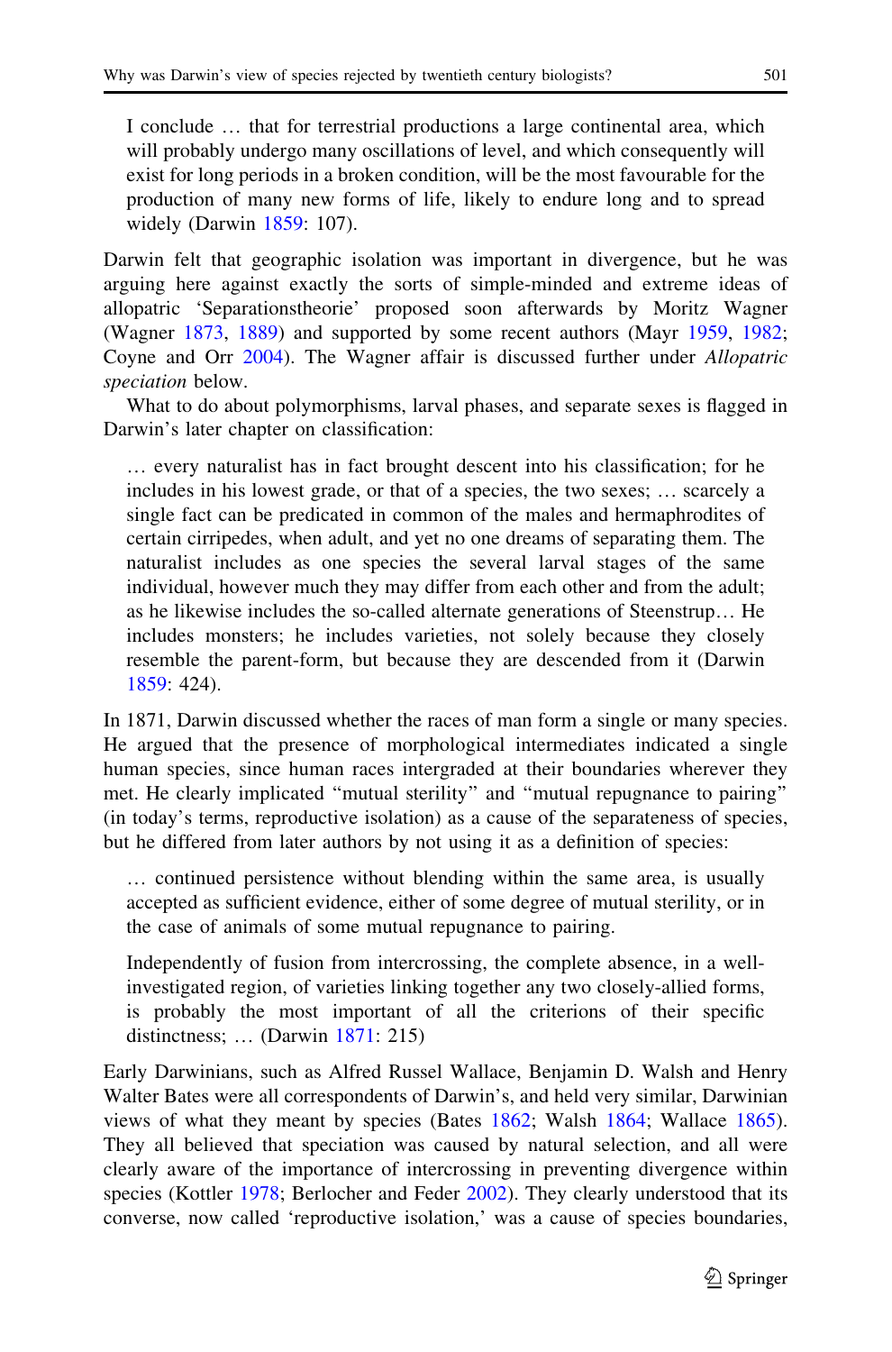> I conclude … that for terrestrial productions a large continental area, which will probably undergo many oscillations of level, and which consequently will exist for long periods in a broken condition, will be the most favourable for the production of many new forms of life, likely to endure long and to spread widely (Darwin 1859: 107).

Darwin felt that geographic isolation was important in divergence, but he was arguing here against exactly the sorts of simple-minded and extreme ideas of allopatric 'Separationstheorie' proposed soon afterwards by Moritz Wagner (Wagner 1873, 1889) and supported by some recent authors (Mayr 1959, 1982; Coyne and Orr 2004). The Wagner affair is discussed further under *Allopatric speciation* below.

What to do about polymorphisms, larval phases, and separate sexes is flagged in Darwin's later chapter on classification:

> … every naturalist has in fact brought descent into his classification; for he includes in his lowest grade, or that of a species, the two sexes; … scarcely a single fact can be predicated in common of the males and hermaphrodites of certain cirripedes, when adult, and yet no one dreams of separating them. The naturalist includes as one species the several larval stages of the same individual, however much they may differ from each other and from the adult; as he likewise includes the so-called alternate generations of Steenstrup… He includes monsters; he includes varieties, not solely because they closely resemble the parent-form, but because they are descended from it (Darwin 1859: 424).

In 1871, Darwin discussed whether the races of man form a single or many species. He argued that the presence of morphological intermediates indicated a single human species, since human races intergraded at their boundaries wherever they met. He clearly implicated "mutual sterility" and "mutual repugnance to pairing" (in today's terms, reproductive isolation) as a cause of the separateness of species, but he differed from later authors by not using it as a definition of species:

> … continued persistence without blending within the same area, is usually accepted as sufficient evidence, either of some degree of mutual sterility, or in the case of animals of some mutual repugnance to pairing.
>
> Independently of fusion from intercrossing, the complete absence, in a well-investigated region, of varieties linking together any two closely-allied forms, is probably the most important of all the criterions of their specific distinctness; … (Darwin 1871: 215)

Early Darwinians, such as Alfred Russel Wallace, Benjamin D. Walsh and Henry Walter Bates were all correspondents of Darwin's, and held very similar, Darwinian views of what they meant by species (Bates 1862; Walsh 1864; Wallace 1865). They all believed that speciation was caused by natural selection, and all were clearly aware of the importance of intercrossing in preventing divergence within species (Kottler 1978; Berlocher and Feder 2002). They clearly understood that its converse, now called 'reproductive isolation,' was a cause of species boundaries,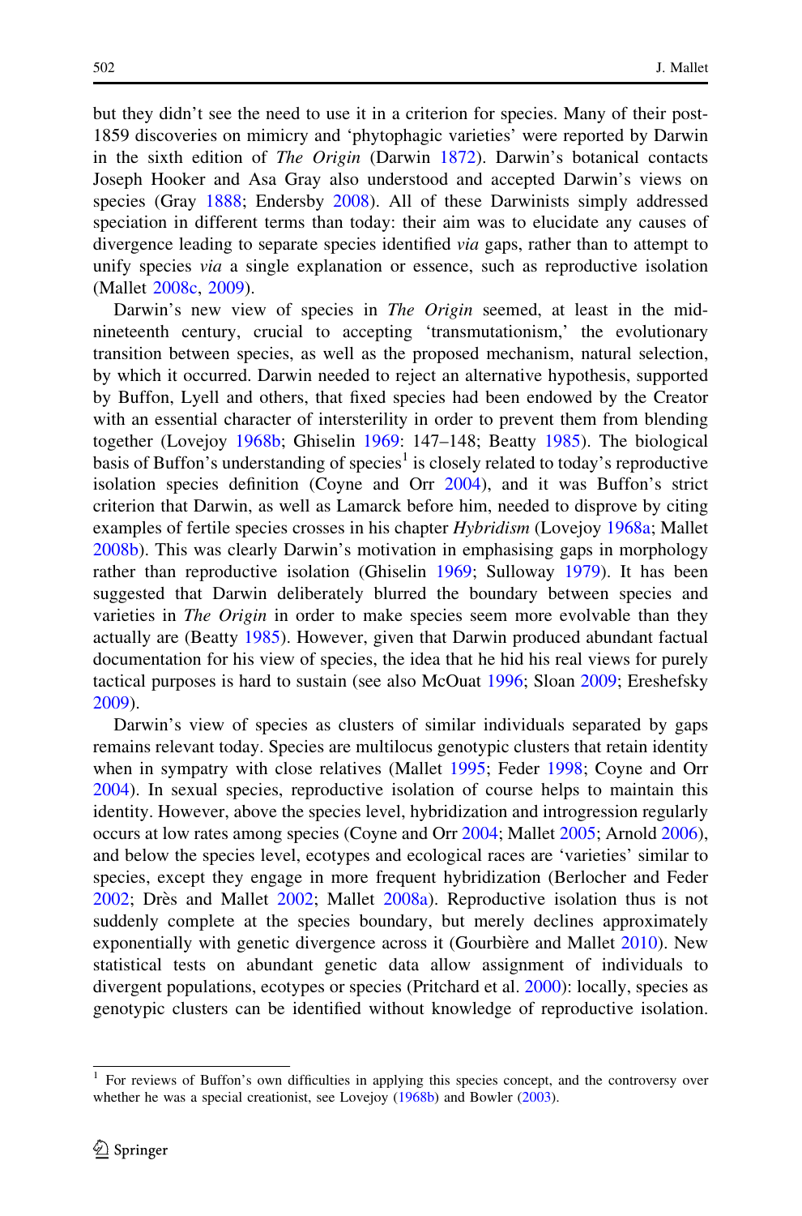but they didn't see the need to use it in a criterion for species. Many of their post-1859 discoveries on mimicry and 'phytophagic varieties' were reported by Darwin in the sixth edition of *The Origin* (Darwin 1872). Darwin's botanical contacts Joseph Hooker and Asa Gray also understood and accepted Darwin's views on species (Gray 1888; Endersby 2008). All of these Darwinists simply addressed speciation in different terms than today: their aim was to elucidate any causes of divergence leading to separate species identified *via* gaps, rather than to attempt to unify species *via* a single explanation or essence, such as reproductive isolation (Mallet 2008c, 2009).

Darwin's new view of species in *The Origin* seemed, at least in the mid-nineteenth century, crucial to accepting 'transmutationism,' the evolutionary transition between species, as well as the proposed mechanism, natural selection, by which it occurred. Darwin needed to reject an alternative hypothesis, supported by Buffon, Lyell and others, that fixed species had been endowed by the Creator with an essential character of intersterility in order to prevent them from blending together (Lovejoy 1968b; Ghiselin 1969: 147–148; Beatty 1985). The biological basis of Buffon's understanding of species[1] is closely related to today's reproductive isolation species definition (Coyne and Orr 2004), and it was Buffon's strict criterion that Darwin, as well as Lamarck before him, needed to disprove by citing examples of fertile species crosses in his chapter *Hybridism* (Lovejoy 1968a; Mallet 2008b). This was clearly Darwin's motivation in emphasising gaps in morphology rather than reproductive isolation (Ghiselin 1969; Sulloway 1979). It has been suggested that Darwin deliberately blurred the boundary between species and varieties in *The Origin* in order to make species seem more evolvable than they actually are (Beatty 1985). However, given that Darwin produced abundant factual documentation for his view of species, the idea that he hid his real views for purely tactical purposes is hard to sustain (see also McOuat 1996; Sloan 2009; Ereshefsky 2009).

Darwin's view of species as clusters of similar individuals separated by gaps remains relevant today. Species are multilocus genotypic clusters that retain identity when in sympatry with close relatives (Mallet 1995; Feder 1998; Coyne and Orr 2004). In sexual species, reproductive isolation of course helps to maintain this identity. However, above the species level, hybridization and introgression regularly occurs at low rates among species (Coyne and Orr 2004; Mallet 2005; Arnold 2006), and below the species level, ecotypes and ecological races are 'varieties' similar to species, except they engage in more frequent hybridization (Berlocher and Feder 2002; Drès and Mallet 2002; Mallet 2008a). Reproductive isolation thus is not suddenly complete at the species boundary, but merely declines approximately exponentially with genetic divergence across it (Gourbière and Mallet 2010). New statistical tests on abundant genetic data allow assignment of individuals to divergent populations, ecotypes or species (Pritchard et al. 2000): locally, species as genotypic clusters can be identified without knowledge of reproductive isolation.

[1] For reviews of Buffon's own difficulties in applying this species concept, and the controversy over whether he was a special creationist, see Lovejoy (1968b) and Bowler (2003).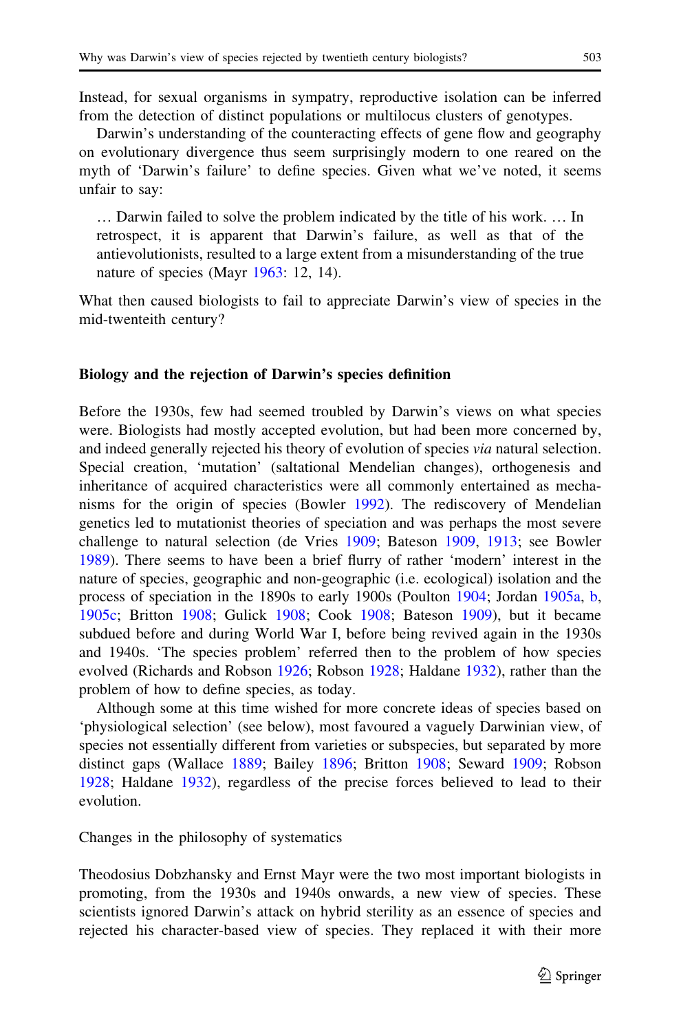Instead, for sexual organisms in sympatry, reproductive isolation can be inferred from the detection of distinct populations or multilocus clusters of genotypes.

Darwin's understanding of the counteracting effects of gene flow and geography on evolutionary divergence thus seem surprisingly modern to one reared on the myth of 'Darwin's failure' to define species. Given what we've noted, it seems unfair to say:

> … Darwin failed to solve the problem indicated by the title of his work. … In retrospect, it is apparent that Darwin's failure, as well as that of the antievolutionists, resulted to a large extent from a misunderstanding of the true nature of species (Mayr 1963: 12, 14).

What then caused biologists to fail to appreciate Darwin's view of species in the mid-twenteith century?

## Biology and the rejection of Darwin's species definition

Before the 1930s, few had seemed troubled by Darwin's views on what species were. Biologists had mostly accepted evolution, but had been more concerned by, and indeed generally rejected his theory of evolution of species *via* natural selection. Special creation, 'mutation' (saltational Mendelian changes), orthogenesis and inheritance of acquired characteristics were all commonly entertained as mechanisms for the origin of species (Bowler 1992). The rediscovery of Mendelian genetics led to mutationist theories of speciation and was perhaps the most severe challenge to natural selection (de Vries 1909; Bateson 1909, 1913; see Bowler 1989). There seems to have been a brief flurry of rather 'modern' interest in the nature of species, geographic and non-geographic (i.e. ecological) isolation and the process of speciation in the 1890s to early 1900s (Poulton 1904; Jordan 1905a, b, 1905c; Britton 1908; Gulick 1908; Cook 1908; Bateson 1909), but it became subdued before and during World War I, before being revived again in the 1930s and 1940s. 'The species problem' referred then to the problem of how species evolved (Richards and Robson 1926; Robson 1928; Haldane 1932), rather than the problem of how to define species, as today.

Although some at this time wished for more concrete ideas of species based on 'physiological selection' (see below), most favoured a vaguely Darwinian view, of species not essentially different from varieties or subspecies, but separated by more distinct gaps (Wallace 1889; Bailey 1896; Britton 1908; Seward 1909; Robson 1928; Haldane 1932), regardless of the precise forces believed to lead to their evolution.

### Changes in the philosophy of systematics

Theodosius Dobzhansky and Ernst Mayr were the two most important biologists in promoting, from the 1930s and 1940s onwards, a new view of species. These scientists ignored Darwin's attack on hybrid sterility as an essence of species and rejected his character-based view of species. They replaced it with their more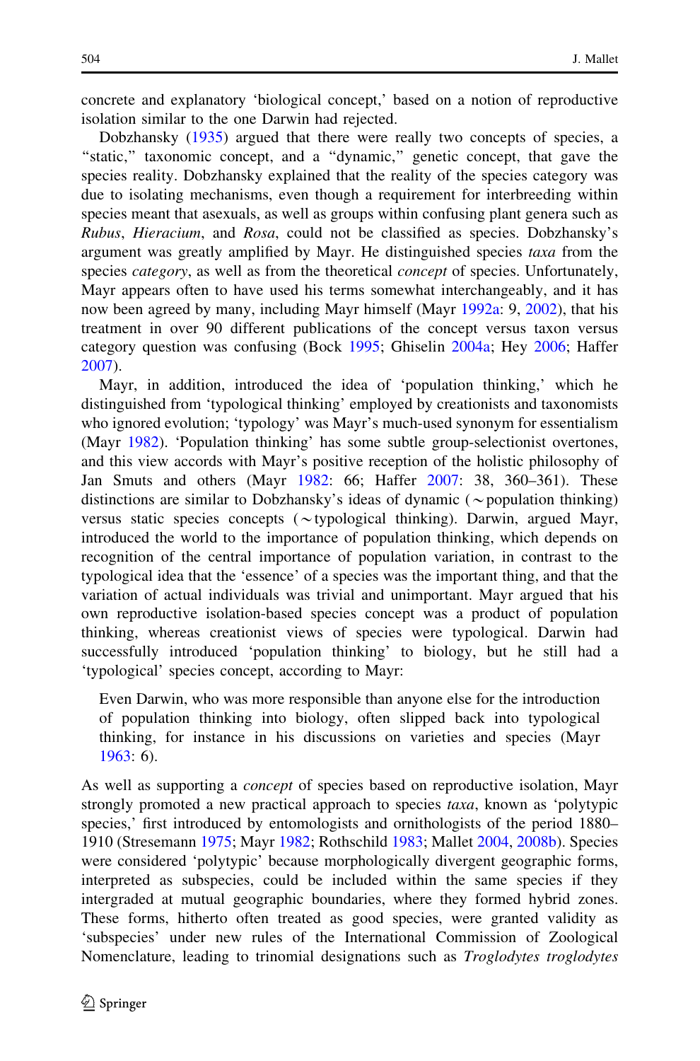concrete and explanatory 'biological concept,' based on a notion of reproductive isolation similar to the one Darwin had rejected.

Dobzhansky (1935) argued that there were really two concepts of species, a "static," taxonomic concept, and a "dynamic," genetic concept, that gave the species reality. Dobzhansky explained that the reality of the species category was due to isolating mechanisms, even though a requirement for interbreeding within species meant that asexuals, as well as groups within confusing plant genera such as *Rubus*, *Hieracium*, and *Rosa*, could not be classified as species. Dobzhansky's argument was greatly amplified by Mayr. He distinguished species *taxa* from the species *category*, as well as from the theoretical *concept* of species. Unfortunately, Mayr appears often to have used his terms somewhat interchangeably, and it has now been agreed by many, including Mayr himself (Mayr 1992a: 9, 2002), that his treatment in over 90 different publications of the concept versus taxon versus category question was confusing (Bock 1995; Ghiselin 2004a; Hey 2006; Haffer 2007).

Mayr, in addition, introduced the idea of 'population thinking,' which he distinguished from 'typological thinking' employed by creationists and taxonomists who ignored evolution; 'typology' was Mayr's much-used synonym for essentialism (Mayr 1982). 'Population thinking' has some subtle group-selectionist overtones, and this view accords with Mayr's positive reception of the holistic philosophy of Jan Smuts and others (Mayr 1982: 66; Haffer 2007: 38, 360–361). These distinctions are similar to Dobzhansky's ideas of dynamic (~population thinking) versus static species concepts (~typological thinking). Darwin, argued Mayr, introduced the world to the importance of population thinking, which depends on recognition of the central importance of population variation, in contrast to the typological idea that the 'essence' of a species was the important thing, and that the variation of actual individuals was trivial and unimportant. Mayr argued that his own reproductive isolation-based species concept was a product of population thinking, whereas creationist views of species were typological. Darwin had successfully introduced 'population thinking' to biology, but he still had a 'typological' species concept, according to Mayr:

> Even Darwin, who was more responsible than anyone else for the introduction of population thinking into biology, often slipped back into typological thinking, for instance in his discussions on varieties and species (Mayr 1963: 6).

As well as supporting a *concept* of species based on reproductive isolation, Mayr strongly promoted a new practical approach to species *taxa*, known as 'polytypic species,' first introduced by entomologists and ornithologists of the period 1880–1910 (Stresemann 1975; Mayr 1982; Rothschild 1983; Mallet 2004, 2008b). Species were considered 'polytypic' because morphologically divergent geographic forms, interpreted as subspecies, could be included within the same species if they intergraded at mutual geographic boundaries, where they formed hybrid zones. These forms, hitherto often treated as good species, were granted validity as 'subspecies' under new rules of the International Commission of Zoological Nomenclature, leading to trinomial designations such as *Troglodytes troglodytes*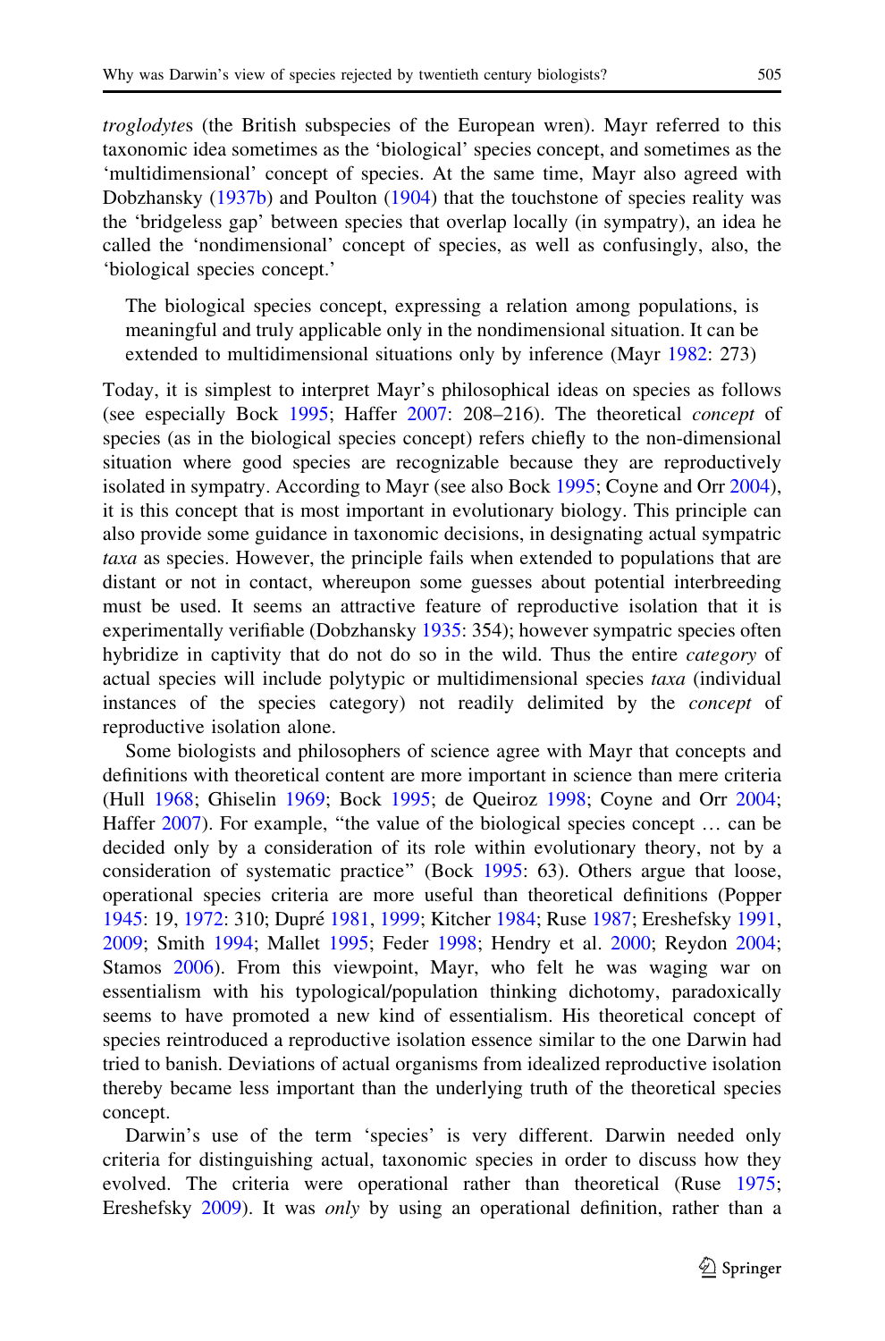*troglodytes* (the British subspecies of the European wren). Mayr referred to this taxonomic idea sometimes as the 'biological' species concept, and sometimes as the 'multidimensional' concept of species. At the same time, Mayr also agreed with Dobzhansky (1937b) and Poulton (1904) that the touchstone of species reality was the 'bridgeless gap' between species that overlap locally (in sympatry), an idea he called the 'nondimensional' concept of species, as well as confusingly, also, the 'biological species concept.'

> The biological species concept, expressing a relation among populations, is meaningful and truly applicable only in the nondimensional situation. It can be extended to multidimensional situations only by inference (Mayr 1982: 273)

Today, it is simplest to interpret Mayr's philosophical ideas on species as follows (see especially Bock 1995; Haffer 2007: 208–216). The theoretical *concept* of species (as in the biological species concept) refers chiefly to the non-dimensional situation where good species are recognizable because they are reproductively isolated in sympatry. According to Mayr (see also Bock 1995; Coyne and Orr 2004), it is this concept that is most important in evolutionary biology. This principle can also provide some guidance in taxonomic decisions, in designating actual sympatric *taxa* as species. However, the principle fails when extended to populations that are distant or not in contact, whereupon some guesses about potential interbreeding must be used. It seems an attractive feature of reproductive isolation that it is experimentally verifiable (Dobzhansky 1935: 354); however sympatric species often hybridize in captivity that do not do so in the wild. Thus the entire *category* of actual species will include polytypic or multidimensional species *taxa* (individual instances of the species category) not readily delimited by the *concept* of reproductive isolation alone.

Some biologists and philosophers of science agree with Mayr that concepts and definitions with theoretical content are more important in science than mere criteria (Hull 1968; Ghiselin 1969; Bock 1995; de Queiroz 1998; Coyne and Orr 2004; Haffer 2007). For example, "the value of the biological species concept … can be decided only by a consideration of its role within evolutionary theory, not by a consideration of systematic practice" (Bock 1995: 63). Others argue that loose, operational species criteria are more useful than theoretical definitions (Popper 1945: 19, 1972: 310; Dupré 1981, 1999; Kitcher 1984; Ruse 1987; Ereshefsky 1991, 2009; Smith 1994; Mallet 1995; Feder 1998; Hendry et al. 2000; Reydon 2004; Stamos 2006). From this viewpoint, Mayr, who felt he was waging war on essentialism with his typological/population thinking dichotomy, paradoxically seems to have promoted a new kind of essentialism. His theoretical concept of species reintroduced a reproductive isolation essence similar to the one Darwin had tried to banish. Deviations of actual organisms from idealized reproductive isolation thereby became less important than the underlying truth of the theoretical species concept.

Darwin's use of the term 'species' is very different. Darwin needed only criteria for distinguishing actual, taxonomic species in order to discuss how they evolved. The criteria were operational rather than theoretical (Ruse 1975; Ereshefsky 2009). It was *only* by using an operational definition, rather than a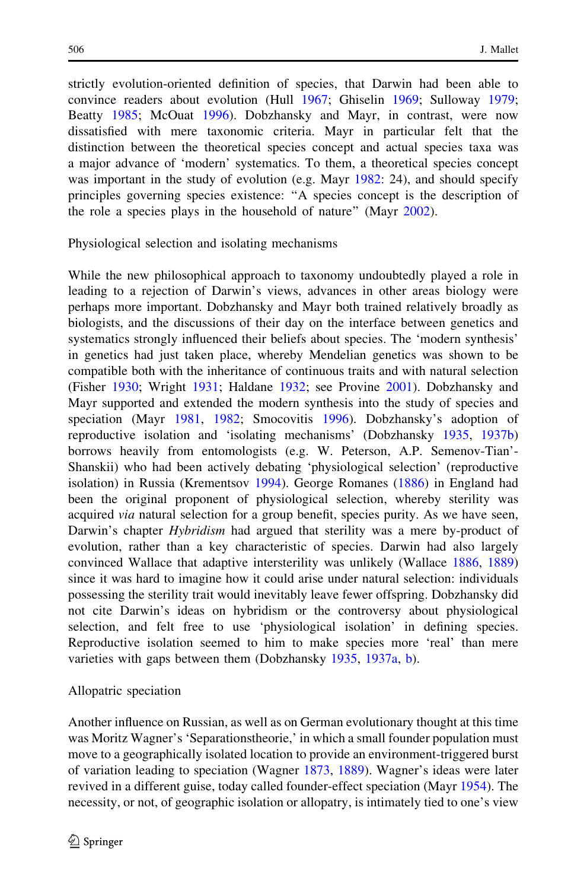strictly evolution-oriented definition of species, that Darwin had been able to convince readers about evolution (Hull 1967; Ghiselin 1969; Sulloway 1979; Beatty 1985; McOuat 1996). Dobzhansky and Mayr, in contrast, were now dissatisfied with mere taxonomic criteria. Mayr in particular felt that the distinction between the theoretical species concept and actual species taxa was a major advance of 'modern' systematics. To them, a theoretical species concept was important in the study of evolution (e.g. Mayr 1982: 24), and should specify principles governing species existence: "A species concept is the description of the role a species plays in the household of nature" (Mayr 2002).

## Physiological selection and isolating mechanisms

While the new philosophical approach to taxonomy undoubtedly played a role in leading to a rejection of Darwin's views, advances in other areas biology were perhaps more important. Dobzhansky and Mayr both trained relatively broadly as biologists, and the discussions of their day on the interface between genetics and systematics strongly influenced their beliefs about species. The 'modern synthesis' in genetics had just taken place, whereby Mendelian genetics was shown to be compatible both with the inheritance of continuous traits and with natural selection (Fisher 1930; Wright 1931; Haldane 1932; see Provine 2001). Dobzhansky and Mayr supported and extended the modern synthesis into the study of species and speciation (Mayr 1981, 1982; Smocovitis 1996). Dobzhansky's adoption of reproductive isolation and 'isolating mechanisms' (Dobzhansky 1935, 1937b) borrows heavily from entomologists (e.g. W. Peterson, A.P. Semenov-Tian'-Shanskii) who had been actively debating 'physiological selection' (reproductive isolation) in Russia (Krementsov 1994). George Romanes (1886) in England had been the original proponent of physiological selection, whereby sterility was acquired *via* natural selection for a group benefit, species purity. As we have seen, Darwin's chapter *Hybridism* had argued that sterility was a mere by-product of evolution, rather than a key characteristic of species. Darwin had also largely convinced Wallace that adaptive intersterility was unlikely (Wallace 1886, 1889) since it was hard to imagine how it could arise under natural selection: individuals possessing the sterility trait would inevitably leave fewer offspring. Dobzhansky did not cite Darwin's ideas on hybridism or the controversy about physiological selection, and felt free to use 'physiological isolation' in defining species. Reproductive isolation seemed to him to make species more 'real' than mere varieties with gaps between them (Dobzhansky 1935, 1937a, b).

## Allopatric speciation

Another influence on Russian, as well as on German evolutionary thought at this time was Moritz Wagner's 'Separationstheorie,' in which a small founder population must move to a geographically isolated location to provide an environment-triggered burst of variation leading to speciation (Wagner 1873, 1889). Wagner's ideas were later revived in a different guise, today called founder-effect speciation (Mayr 1954). The necessity, or not, of geographic isolation or allopatry, is intimately tied to one's view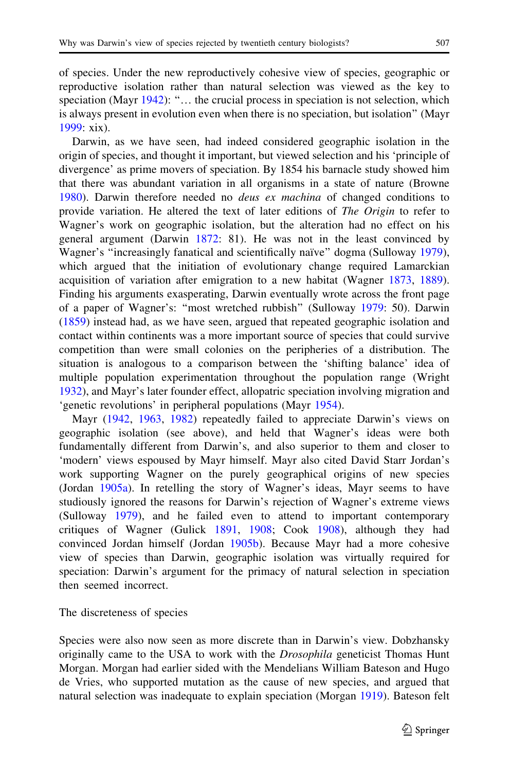of species. Under the new reproductively cohesive view of species, geographic or reproductive isolation rather than natural selection was viewed as the key to speciation (Mayr 1942): "… the crucial process in speciation is not selection, which is always present in evolution even when there is no speciation, but isolation" (Mayr 1999: xix).

Darwin, as we have seen, had indeed considered geographic isolation in the origin of species, and thought it important, but viewed selection and his 'principle of divergence' as prime movers of speciation. By 1854 his barnacle study showed him that there was abundant variation in all organisms in a state of nature (Browne 1980). Darwin therefore needed no *deus ex machina* of changed conditions to provide variation. He altered the text of later editions of *The Origin* to refer to Wagner's work on geographic isolation, but the alteration had no effect on his general argument (Darwin 1872: 81). He was not in the least convinced by Wagner's "increasingly fanatical and scientifically naïve" dogma (Sulloway 1979), which argued that the initiation of evolutionary change required Lamarckian acquisition of variation after emigration to a new habitat (Wagner 1873, 1889). Finding his arguments exasperating, Darwin eventually wrote across the front page of a paper of Wagner's: "most wretched rubbish" (Sulloway 1979: 50). Darwin (1859) instead had, as we have seen, argued that repeated geographic isolation and contact within continents was a more important source of species that could survive competition than were small colonies on the peripheries of a distribution. The situation is analogous to a comparison between the 'shifting balance' idea of multiple population experimentation throughout the population range (Wright 1932), and Mayr's later founder effect, allopatric speciation involving migration and 'genetic revolutions' in peripheral populations (Mayr 1954).

Mayr (1942, 1963, 1982) repeatedly failed to appreciate Darwin's views on geographic isolation (see above), and held that Wagner's ideas were both fundamentally different from Darwin's, and also superior to them and closer to 'modern' views espoused by Mayr himself. Mayr also cited David Starr Jordan's work supporting Wagner on the purely geographical origins of new species (Jordan 1905a). In retelling the story of Wagner's ideas, Mayr seems to have studiously ignored the reasons for Darwin's rejection of Wagner's extreme views (Sulloway 1979), and he failed even to attend to important contemporary critiques of Wagner (Gulick 1891, 1908; Cook 1908), although they had convinced Jordan himself (Jordan 1905b). Because Mayr had a more cohesive view of species than Darwin, geographic isolation was virtually required for speciation: Darwin's argument for the primacy of natural selection in speciation then seemed incorrect.

### The discreteness of species

Species were also now seen as more discrete than in Darwin's view. Dobzhansky originally came to the USA to work with the *Drosophila* geneticist Thomas Hunt Morgan. Morgan had earlier sided with the Mendelians William Bateson and Hugo de Vries, who supported mutation as the cause of new species, and argued that natural selection was inadequate to explain speciation (Morgan 1919). Bateson felt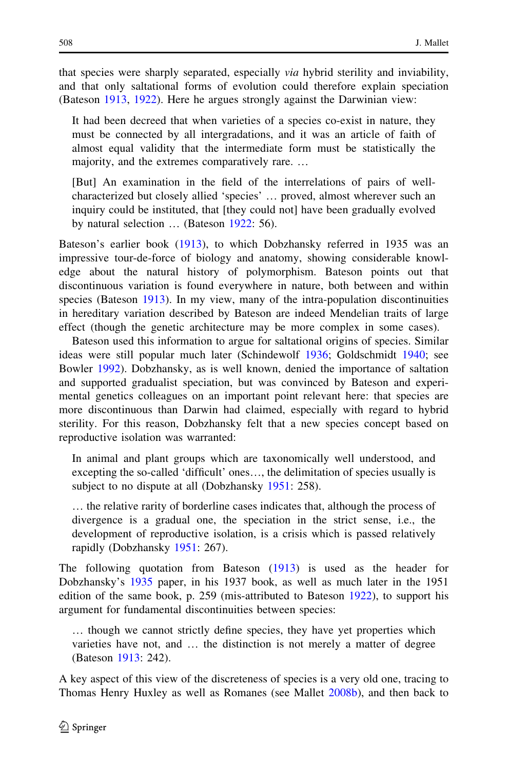that species were sharply separated, especially *via* hybrid sterility and inviability, and that only saltational forms of evolution could therefore explain speciation (Bateson 1913, 1922). Here he argues strongly against the Darwinian view:

> It had been decreed that when varieties of a species co-exist in nature, they must be connected by all intergradations, and it was an article of faith of almost equal validity that the intermediate form must be statistically the majority, and the extremes comparatively rare. …
>
> [But] An examination in the field of the interrelations of pairs of well-characterized but closely allied 'species' … proved, almost wherever such an inquiry could be instituted, that [they could not] have been gradually evolved by natural selection … (Bateson 1922: 56).

Bateson's earlier book (1913), to which Dobzhansky referred in 1935 was an impressive tour-de-force of biology and anatomy, showing considerable knowledge about the natural history of polymorphism. Bateson points out that discontinuous variation is found everywhere in nature, both between and within species (Bateson 1913). In my view, many of the intra-population discontinuities in hereditary variation described by Bateson are indeed Mendelian traits of large effect (though the genetic architecture may be more complex in some cases).

Bateson used this information to argue for saltational origins of species. Similar ideas were still popular much later (Schindewolf 1936; Goldschmidt 1940; see Bowler 1992). Dobzhansky, as is well known, denied the importance of saltation and supported gradualist speciation, but was convinced by Bateson and experimental genetics colleagues on an important point relevant here: that species are more discontinuous than Darwin had claimed, especially with regard to hybrid sterility. For this reason, Dobzhansky felt that a new species concept based on reproductive isolation was warranted:

> In animal and plant groups which are taxonomically well understood, and excepting the so-called 'difficult' ones…, the delimitation of species usually is subject to no dispute at all (Dobzhansky 1951: 258).
>
> … the relative rarity of borderline cases indicates that, although the process of divergence is a gradual one, the speciation in the strict sense, i.e., the development of reproductive isolation, is a crisis which is passed relatively rapidly (Dobzhansky 1951: 267).

The following quotation from Bateson (1913) is used as the header for Dobzhansky's 1935 paper, in his 1937 book, as well as much later in the 1951 edition of the same book, p. 259 (mis-attributed to Bateson 1922), to support his argument for fundamental discontinuities between species:

> … though we cannot strictly define species, they have yet properties which varieties have not, and … the distinction is not merely a matter of degree (Bateson 1913: 242).

A key aspect of this view of the discreteness of species is a very old one, tracing to Thomas Henry Huxley as well as Romanes (see Mallet 2008b), and then back to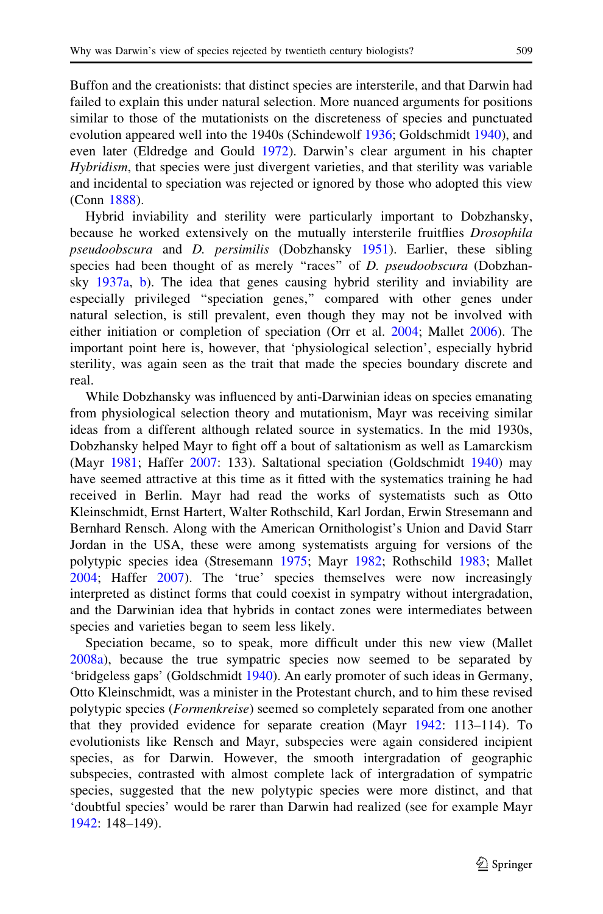Buffon and the creationists: that distinct species are intersterile, and that Darwin had failed to explain this under natural selection. More nuanced arguments for positions similar to those of the mutationists on the discreteness of species and punctuated evolution appeared well into the 1940s (Schindewolf 1936; Goldschmidt 1940), and even later (Eldredge and Gould 1972). Darwin's clear argument in his chapter *Hybridism*, that species were just divergent varieties, and that sterility was variable and incidental to speciation was rejected or ignored by those who adopted this view (Conn 1888).

Hybrid inviability and sterility were particularly important to Dobzhansky, because he worked extensively on the mutually intersterile fruitflies *Drosophila pseudoobscura* and *D. persimilis* (Dobzhansky 1951). Earlier, these sibling species had been thought of as merely "races" of *D. pseudoobscura* (Dobzhansky 1937a, b). The idea that genes causing hybrid sterility and inviability are especially privileged "speciation genes," compared with other genes under natural selection, is still prevalent, even though they may not be involved with either initiation or completion of speciation (Orr et al. 2004; Mallet 2006). The important point here is, however, that 'physiological selection', especially hybrid sterility, was again seen as the trait that made the species boundary discrete and real.

While Dobzhansky was influenced by anti-Darwinian ideas on species emanating from physiological selection theory and mutationism, Mayr was receiving similar ideas from a different although related source in systematics. In the mid 1930s, Dobzhansky helped Mayr to fight off a bout of saltationism as well as Lamarckism (Mayr 1981; Haffer 2007: 133). Saltational speciation (Goldschmidt 1940) may have seemed attractive at this time as it fitted with the systematics training he had received in Berlin. Mayr had read the works of systematists such as Otto Kleinschmidt, Ernst Hartert, Walter Rothschild, Karl Jordan, Erwin Stresemann and Bernhard Rensch. Along with the American Ornithologist's Union and David Starr Jordan in the USA, these were among systematists arguing for versions of the polytypic species idea (Stresemann 1975; Mayr 1982; Rothschild 1983; Mallet 2004; Haffer 2007). The 'true' species themselves were now increasingly interpreted as distinct forms that could coexist in sympatry without intergradation, and the Darwinian idea that hybrids in contact zones were intermediates between species and varieties began to seem less likely.

Speciation became, so to speak, more difficult under this new view (Mallet 2008a), because the true sympatric species now seemed to be separated by 'bridgeless gaps' (Goldschmidt 1940). An early promoter of such ideas in Germany, Otto Kleinschmidt, was a minister in the Protestant church, and to him these revised polytypic species (*Formenkreise*) seemed so completely separated from one another that they provided evidence for separate creation (Mayr 1942: 113–114). To evolutionists like Rensch and Mayr, subspecies were again considered incipient species, as for Darwin. However, the smooth intergradation of geographic subspecies, contrasted with almost complete lack of intergradation of sympatric species, suggested that the new polytypic species were more distinct, and that 'doubtful species' would be rarer than Darwin had realized (see for example Mayr 1942: 148–149).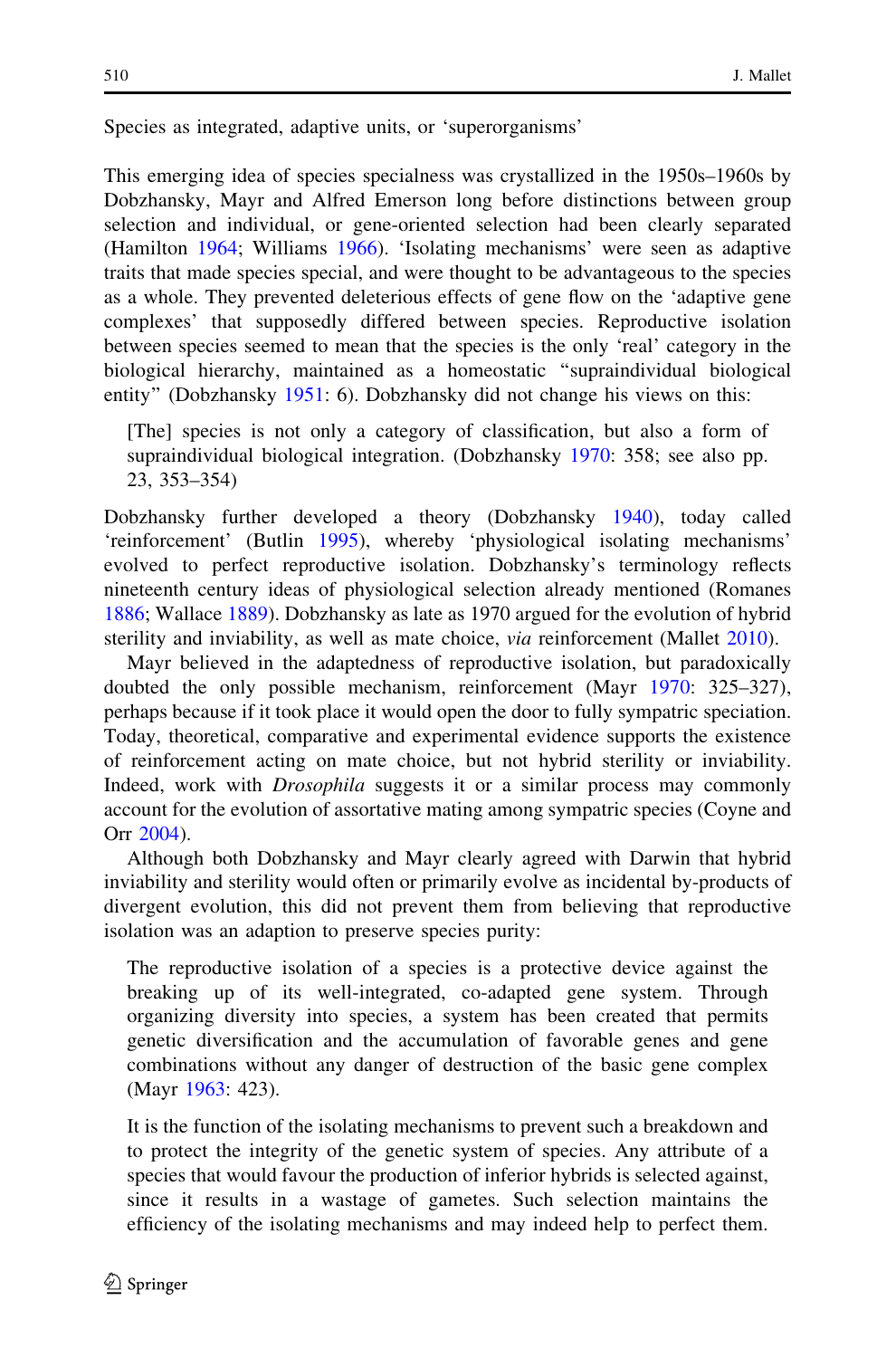Species as integrated, adaptive units, or 'superorganisms'

This emerging idea of species specialness was crystallized in the 1950s–1960s by Dobzhansky, Mayr and Alfred Emerson long before distinctions between group selection and individual, or gene-oriented selection had been clearly separated (Hamilton 1964; Williams 1966). 'Isolating mechanisms' were seen as adaptive traits that made species special, and were thought to be advantageous to the species as a whole. They prevented deleterious effects of gene flow on the 'adaptive gene complexes' that supposedly differed between species. Reproductive isolation between species seemed to mean that the species is the only 'real' category in the biological hierarchy, maintained as a homeostatic "supraindividual biological entity" (Dobzhansky 1951: 6). Dobzhansky did not change his views on this:

> [The] species is not only a category of classification, but also a form of supraindividual biological integration. (Dobzhansky 1970: 358; see also pp. 23, 353–354)

Dobzhansky further developed a theory (Dobzhansky 1940), today called 'reinforcement' (Butlin 1995), whereby 'physiological isolating mechanisms' evolved to perfect reproductive isolation. Dobzhansky's terminology reflects nineteenth century ideas of physiological selection already mentioned (Romanes 1886; Wallace 1889). Dobzhansky as late as 1970 argued for the evolution of hybrid sterility and inviability, as well as mate choice, *via* reinforcement (Mallet 2010).

Mayr believed in the adaptedness of reproductive isolation, but paradoxically doubted the only possible mechanism, reinforcement (Mayr 1970: 325–327), perhaps because if it took place it would open the door to fully sympatric speciation. Today, theoretical, comparative and experimental evidence supports the existence of reinforcement acting on mate choice, but not hybrid sterility or inviability. Indeed, work with *Drosophila* suggests it or a similar process may commonly account for the evolution of assortative mating among sympatric species (Coyne and Orr 2004).

Although both Dobzhansky and Mayr clearly agreed with Darwin that hybrid inviability and sterility would often or primarily evolve as incidental by-products of divergent evolution, this did not prevent them from believing that reproductive isolation was an adaption to preserve species purity:

> The reproductive isolation of a species is a protective device against the breaking up of its well-integrated, co-adapted gene system. Through organizing diversity into species, a system has been created that permits genetic diversification and the accumulation of favorable genes and gene combinations without any danger of destruction of the basic gene complex (Mayr 1963: 423).

> It is the function of the isolating mechanisms to prevent such a breakdown and to protect the integrity of the genetic system of species. Any attribute of a species that would favour the production of inferior hybrids is selected against, since it results in a wastage of gametes. Such selection maintains the efficiency of the isolating mechanisms and may indeed help to perfect them.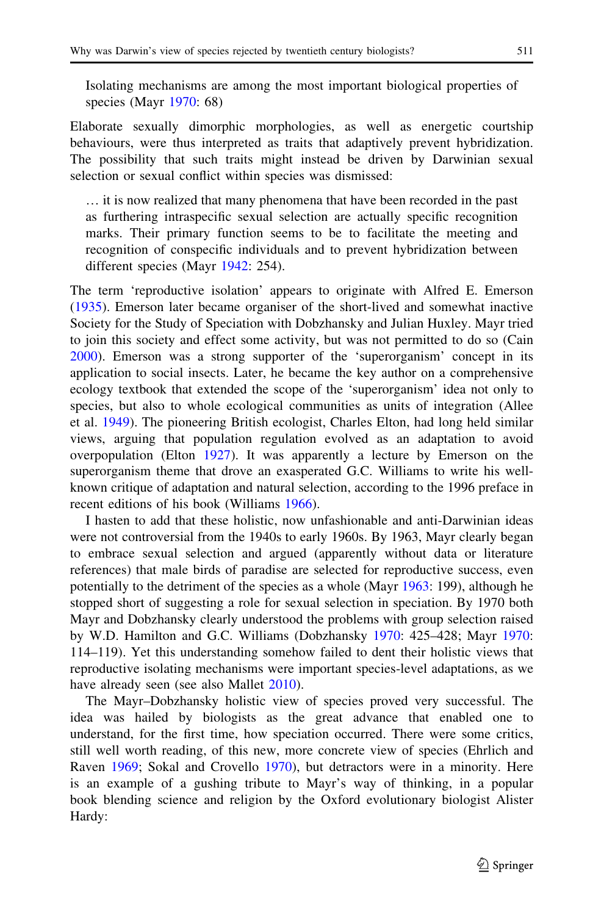> Isolating mechanisms are among the most important biological properties of species (Mayr 1970: 68)

Elaborate sexually dimorphic morphologies, as well as energetic courtship behaviours, were thus interpreted as traits that adaptively prevent hybridization. The possibility that such traits might instead be driven by Darwinian sexual selection or sexual conflict within species was dismissed:

> … it is now realized that many phenomena that have been recorded in the past as furthering intraspecific sexual selection are actually specific recognition marks. Their primary function seems to be to facilitate the meeting and recognition of conspecific individuals and to prevent hybridization between different species (Mayr 1942: 254).

The term 'reproductive isolation' appears to originate with Alfred E. Emerson (1935). Emerson later became organiser of the short-lived and somewhat inactive Society for the Study of Speciation with Dobzhansky and Julian Huxley. Mayr tried to join this society and effect some activity, but was not permitted to do so (Cain 2000). Emerson was a strong supporter of the 'superorganism' concept in its application to social insects. Later, he became the key author on a comprehensive ecology textbook that extended the scope of the 'superorganism' idea not only to species, but also to whole ecological communities as units of integration (Allee et al. 1949). The pioneering British ecologist, Charles Elton, had long held similar views, arguing that population regulation evolved as an adaptation to avoid overpopulation (Elton 1927). It was apparently a lecture by Emerson on the superorganism theme that drove an exasperated G.C. Williams to write his well-known critique of adaptation and natural selection, according to the 1996 preface in recent editions of his book (Williams 1966).

I hasten to add that these holistic, now unfashionable and anti-Darwinian ideas were not controversial from the 1940s to early 1960s. By 1963, Mayr clearly began to embrace sexual selection and argued (apparently without data or literature references) that male birds of paradise are selected for reproductive success, even potentially to the detriment of the species as a whole (Mayr 1963: 199), although he stopped short of suggesting a role for sexual selection in speciation. By 1970 both Mayr and Dobzhansky clearly understood the problems with group selection raised by W.D. Hamilton and G.C. Williams (Dobzhansky 1970: 425–428; Mayr 1970: 114–119). Yet this understanding somehow failed to dent their holistic views that reproductive isolating mechanisms were important species-level adaptations, as we have already seen (see also Mallet 2010).

The Mayr–Dobzhansky holistic view of species proved very successful. The idea was hailed by biologists as the great advance that enabled one to understand, for the first time, how speciation occurred. There were some critics, still well worth reading, of this new, more concrete view of species (Ehrlich and Raven 1969; Sokal and Crovello 1970), but detractors were in a minority. Here is an example of a gushing tribute to Mayr's way of thinking, in a popular book blending science and religion by the Oxford evolutionary biologist Alister Hardy: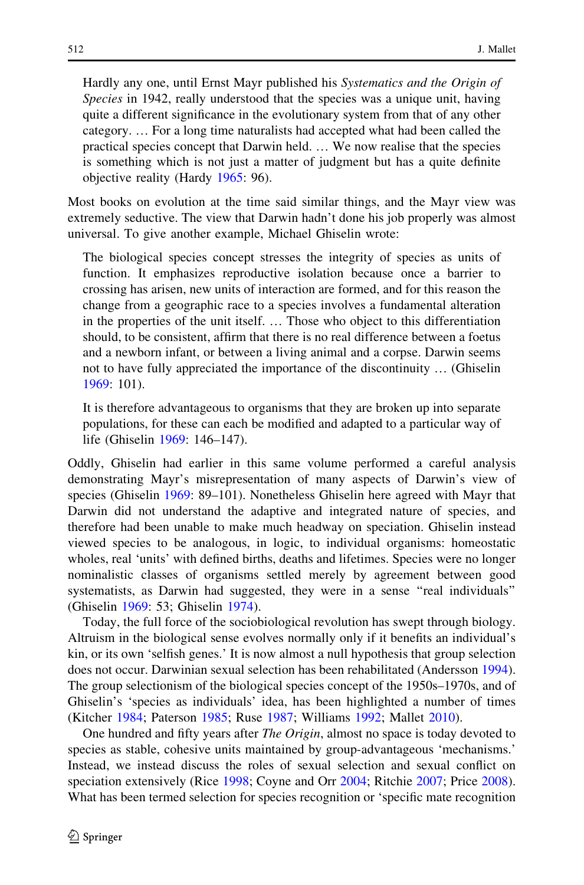> Hardly any one, until Ernst Mayr published his *Systematics and the Origin of Species* in 1942, really understood that the species was a unique unit, having quite a different significance in the evolutionary system from that of any other category. … For a long time naturalists had accepted what had been called the practical species concept that Darwin held. … We now realise that the species is something which is not just a matter of judgment but has a quite definite objective reality (Hardy 1965: 96).

Most books on evolution at the time said similar things, and the Mayr view was extremely seductive. The view that Darwin hadn't done his job properly was almost universal. To give another example, Michael Ghiselin wrote:

> The biological species concept stresses the integrity of species as units of function. It emphasizes reproductive isolation because once a barrier to crossing has arisen, new units of interaction are formed, and for this reason the change from a geographic race to a species involves a fundamental alteration in the properties of the unit itself. … Those who object to this differentiation should, to be consistent, affirm that there is no real difference between a foetus and a newborn infant, or between a living animal and a corpse. Darwin seems not to have fully appreciated the importance of the discontinuity … (Ghiselin 1969: 101).

> It is therefore advantageous to organisms that they are broken up into separate populations, for these can each be modified and adapted to a particular way of life (Ghiselin 1969: 146–147).

Oddly, Ghiselin had earlier in this same volume performed a careful analysis demonstrating Mayr's misrepresentation of many aspects of Darwin's view of species (Ghiselin 1969: 89–101). Nonetheless Ghiselin here agreed with Mayr that Darwin did not understand the adaptive and integrated nature of species, and therefore had been unable to make much headway on speciation. Ghiselin instead viewed species to be analogous, in logic, to individual organisms: homeostatic wholes, real 'units' with defined births, deaths and lifetimes. Species were no longer nominalistic classes of organisms settled merely by agreement between good systematists, as Darwin had suggested, they were in a sense "real individuals" (Ghiselin 1969: 53; Ghiselin 1974).

Today, the full force of the sociobiological revolution has swept through biology. Altruism in the biological sense evolves normally only if it benefits an individual's kin, or its own 'selfish genes.' It is now almost a null hypothesis that group selection does not occur. Darwinian sexual selection has been rehabilitated (Andersson 1994). The group selectionism of the biological species concept of the 1950s–1970s, and of Ghiselin's 'species as individuals' idea, has been highlighted a number of times (Kitcher 1984; Paterson 1985; Ruse 1987; Williams 1992; Mallet 2010).

One hundred and fifty years after *The Origin*, almost no space is today devoted to species as stable, cohesive units maintained by group-advantageous 'mechanisms.' Instead, we instead discuss the roles of sexual selection and sexual conflict on speciation extensively (Rice 1998; Coyne and Orr 2004; Ritchie 2007; Price 2008). What has been termed selection for species recognition or 'specific mate recognition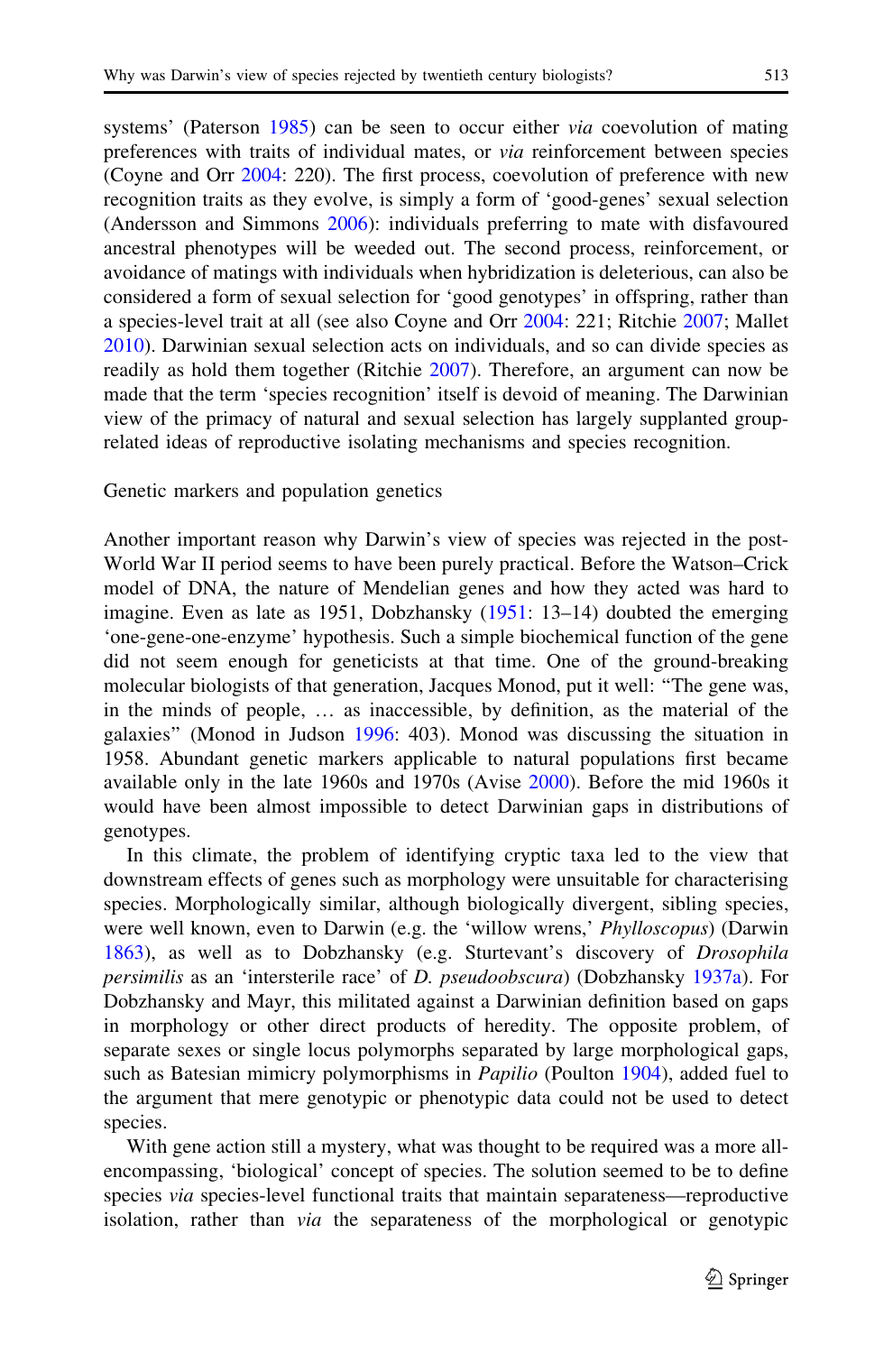systems' (Paterson 1985) can be seen to occur either *via* coevolution of mating preferences with traits of individual mates, or *via* reinforcement between species (Coyne and Orr 2004: 220). The first process, coevolution of preference with new recognition traits as they evolve, is simply a form of 'good-genes' sexual selection (Andersson and Simmons 2006): individuals preferring to mate with disfavoured ancestral phenotypes will be weeded out. The second process, reinforcement, or avoidance of matings with individuals when hybridization is deleterious, can also be considered a form of sexual selection for 'good genotypes' in offspring, rather than a species-level trait at all (see also Coyne and Orr 2004: 221; Ritchie 2007; Mallet 2010). Darwinian sexual selection acts on individuals, and so can divide species as readily as hold them together (Ritchie 2007). Therefore, an argument can now be made that the term 'species recognition' itself is devoid of meaning. The Darwinian view of the primacy of natural and sexual selection has largely supplanted group-related ideas of reproductive isolating mechanisms and species recognition.

### Genetic markers and population genetics

Another important reason why Darwin's view of species was rejected in the post-World War II period seems to have been purely practical. Before the Watson–Crick model of DNA, the nature of Mendelian genes and how they acted was hard to imagine. Even as late as 1951, Dobzhansky (1951: 13–14) doubted the emerging 'one-gene-one-enzyme' hypothesis. Such a simple biochemical function of the gene did not seem enough for geneticists at that time. One of the ground-breaking molecular biologists of that generation, Jacques Monod, put it well: "The gene was, in the minds of people, … as inaccessible, by definition, as the material of the galaxies" (Monod in Judson 1996: 403). Monod was discussing the situation in 1958. Abundant genetic markers applicable to natural populations first became available only in the late 1960s and 1970s (Avise 2000). Before the mid 1960s it would have been almost impossible to detect Darwinian gaps in distributions of genotypes.

In this climate, the problem of identifying cryptic taxa led to the view that downstream effects of genes such as morphology were unsuitable for characterising species. Morphologically similar, although biologically divergent, sibling species, were well known, even to Darwin (e.g. the 'willow wrens,' *Phylloscopus*) (Darwin 1863), as well as to Dobzhansky (e.g. Sturtevant's discovery of *Drosophila persimilis* as an 'intersterile race' of *D. pseudoobscura*) (Dobzhansky 1937a). For Dobzhansky and Mayr, this militated against a Darwinian definition based on gaps in morphology or other direct products of heredity. The opposite problem, of separate sexes or single locus polymorphs separated by large morphological gaps, such as Batesian mimicry polymorphisms in *Papilio* (Poulton 1904), added fuel to the argument that mere genotypic or phenotypic data could not be used to detect species.

With gene action still a mystery, what was thought to be required was a more all-encompassing, 'biological' concept of species. The solution seemed to be to define species *via* species-level functional traits that maintain separateness—reproductive isolation, rather than *via* the separateness of the morphological or genotypic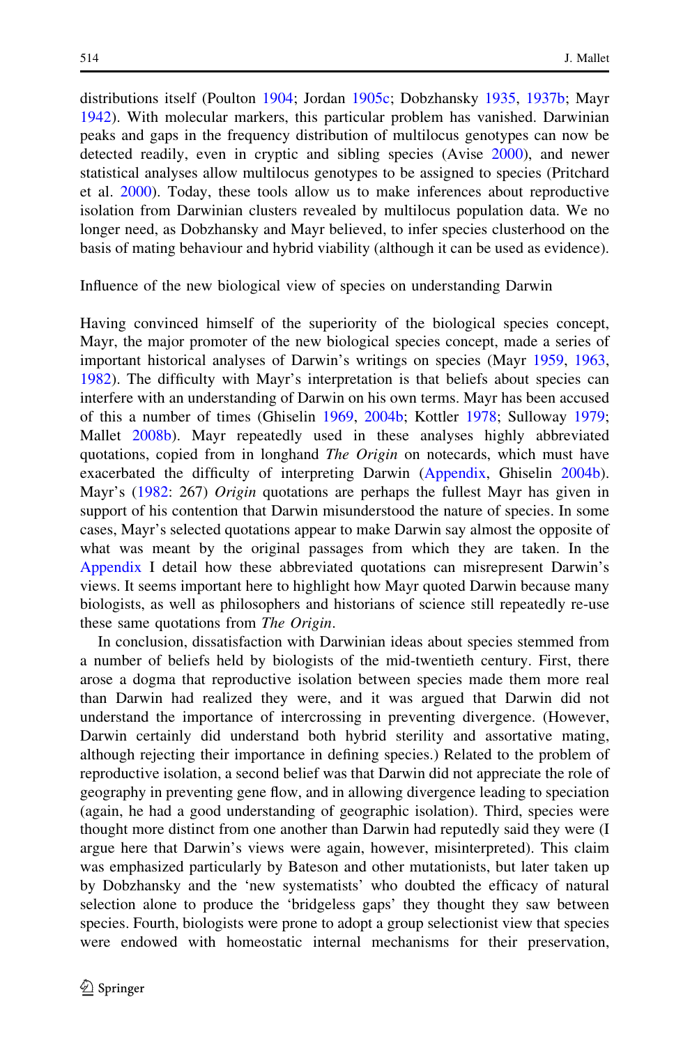distributions itself (Poulton 1904; Jordan 1905c; Dobzhansky 1935, 1937b; Mayr 1942). With molecular markers, this particular problem has vanished. Darwinian peaks and gaps in the frequency distribution of multilocus genotypes can now be detected readily, even in cryptic and sibling species (Avise 2000), and newer statistical analyses allow multilocus genotypes to be assigned to species (Pritchard et al. 2000). Today, these tools allow us to make inferences about reproductive isolation from Darwinian clusters revealed by multilocus population data. We no longer need, as Dobzhansky and Mayr believed, to infer species clusterhood on the basis of mating behaviour and hybrid viability (although it can be used as evidence).

## Influence of the new biological view of species on understanding Darwin

Having convinced himself of the superiority of the biological species concept, Mayr, the major promoter of the new biological species concept, made a series of important historical analyses of Darwin's writings on species (Mayr 1959, 1963, 1982). The difficulty with Mayr's interpretation is that beliefs about species can interfere with an understanding of Darwin on his own terms. Mayr has been accused of this a number of times (Ghiselin 1969, 2004b; Kottler 1978; Sulloway 1979; Mallet 2008b). Mayr repeatedly used in these analyses highly abbreviated quotations, copied from in longhand *The Origin* on notecards, which must have exacerbated the difficulty of interpreting Darwin (Appendix, Ghiselin 2004b). Mayr's (1982: 267) *Origin* quotations are perhaps the fullest Mayr has given in support of his contention that Darwin misunderstood the nature of species. In some cases, Mayr's selected quotations appear to make Darwin say almost the opposite of what was meant by the original passages from which they are taken. In the Appendix I detail how these abbreviated quotations can misrepresent Darwin's views. It seems important here to highlight how Mayr quoted Darwin because many biologists, as well as philosophers and historians of science still repeatedly re-use these same quotations from *The Origin*.

In conclusion, dissatisfaction with Darwinian ideas about species stemmed from a number of beliefs held by biologists of the mid-twentieth century. First, there arose a dogma that reproductive isolation between species made them more real than Darwin had realized they were, and it was argued that Darwin did not understand the importance of intercrossing in preventing divergence. (However, Darwin certainly did understand both hybrid sterility and assortative mating, although rejecting their importance in defining species.) Related to the problem of reproductive isolation, a second belief was that Darwin did not appreciate the role of geography in preventing gene flow, and in allowing divergence leading to speciation (again, he had a good understanding of geographic isolation). Third, species were thought more distinct from one another than Darwin had reputedly said they were (I argue here that Darwin's views were again, however, misinterpreted). This claim was emphasized particularly by Bateson and other mutationists, but later taken up by Dobzhansky and the 'new systematists' who doubted the efficacy of natural selection alone to produce the 'bridgeless gaps' they thought they saw between species. Fourth, biologists were prone to adopt a group selectionist view that species were endowed with homeostatic internal mechanisms for their preservation,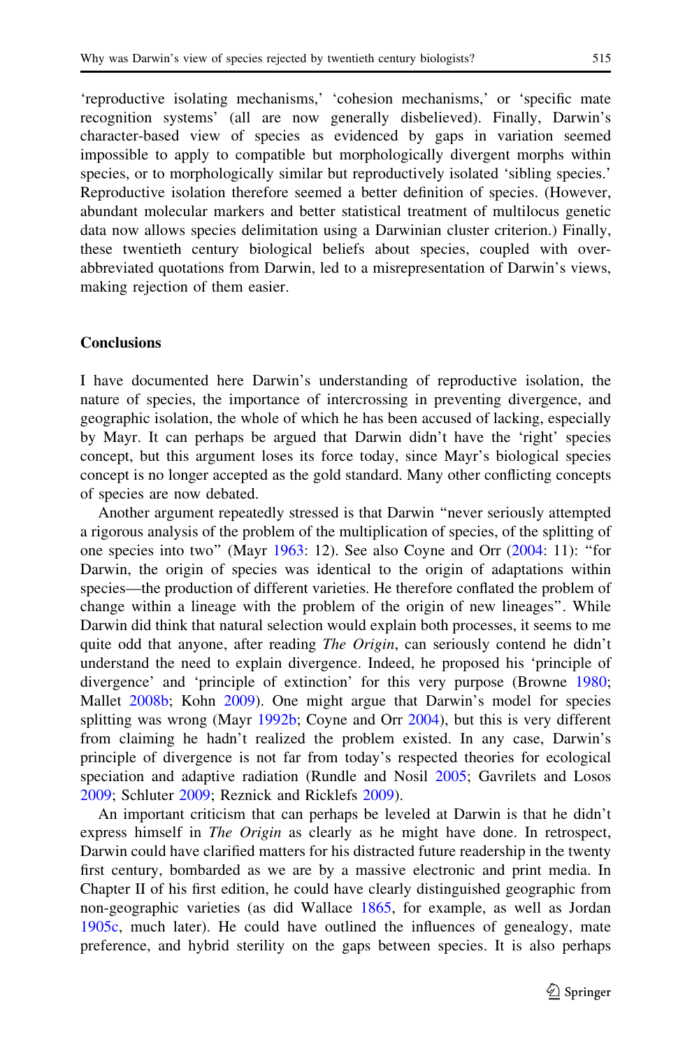'reproductive isolating mechanisms,' 'cohesion mechanisms,' or 'specific mate recognition systems' (all are now generally disbelieved). Finally, Darwin's character-based view of species as evidenced by gaps in variation seemed impossible to apply to compatible but morphologically divergent morphs within species, or to morphologically similar but reproductively isolated 'sibling species.' Reproductive isolation therefore seemed a better definition of species. (However, abundant molecular markers and better statistical treatment of multilocus genetic data now allows species delimitation using a Darwinian cluster criterion.) Finally, these twentieth century biological beliefs about species, coupled with over-abbreviated quotations from Darwin, led to a misrepresentation of Darwin's views, making rejection of them easier.

## Conclusions

I have documented here Darwin's understanding of reproductive isolation, the nature of species, the importance of intercrossing in preventing divergence, and geographic isolation, the whole of which he has been accused of lacking, especially by Mayr. It can perhaps be argued that Darwin didn't have the 'right' species concept, but this argument loses its force today, since Mayr's biological species concept is no longer accepted as the gold standard. Many other conflicting concepts of species are now debated.

Another argument repeatedly stressed is that Darwin "never seriously attempted a rigorous analysis of the problem of the multiplication of species, of the splitting of one species into two" (Mayr 1963: 12). See also Coyne and Orr (2004: 11): "for Darwin, the origin of species was identical to the origin of adaptations within species—the production of different varieties. He therefore conflated the problem of change within a lineage with the problem of the origin of new lineages". While Darwin did think that natural selection would explain both processes, it seems to me quite odd that anyone, after reading *The Origin*, can seriously contend he didn't understand the need to explain divergence. Indeed, he proposed his 'principle of divergence' and 'principle of extinction' for this very purpose (Browne 1980; Mallet 2008b; Kohn 2009). One might argue that Darwin's model for species splitting was wrong (Mayr 1992b; Coyne and Orr 2004), but this is very different from claiming he hadn't realized the problem existed. In any case, Darwin's principle of divergence is not far from today's respected theories for ecological speciation and adaptive radiation (Rundle and Nosil 2005; Gavrilets and Losos 2009; Schluter 2009; Reznick and Ricklefs 2009).

An important criticism that can perhaps be leveled at Darwin is that he didn't express himself in *The Origin* as clearly as he might have done. In retrospect, Darwin could have clarified matters for his distracted future readership in the twenty first century, bombarded as we are by a massive electronic and print media. In Chapter II of his first edition, he could have clearly distinguished geographic from non-geographic varieties (as did Wallace 1865, for example, as well as Jordan 1905c, much later). He could have outlined the influences of genealogy, mate preference, and hybrid sterility on the gaps between species. It is also perhaps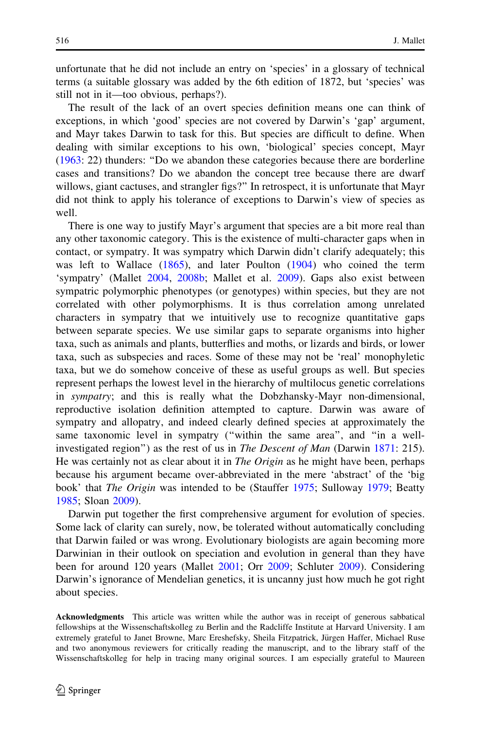unfortunate that he did not include an entry on 'species' in a glossary of technical terms (a suitable glossary was added by the 6th edition of 1872, but 'species' was still not in it—too obvious, perhaps?).

The result of the lack of an overt species definition means one can think of exceptions, in which 'good' species are not covered by Darwin's 'gap' argument, and Mayr takes Darwin to task for this. But species are difficult to define. When dealing with similar exceptions to his own, 'biological' species concept, Mayr (1963: 22) thunders: "Do we abandon these categories because there are borderline cases and transitions? Do we abandon the concept tree because there are dwarf willows, giant cactuses, and strangler figs?" In retrospect, it is unfortunate that Mayr did not think to apply his tolerance of exceptions to Darwin's view of species as well.

There is one way to justify Mayr's argument that species are a bit more real than any other taxonomic category. This is the existence of multi-character gaps when in contact, or sympatry. It was sympatry which Darwin didn't clarify adequately; this was left to Wallace (1865), and later Poulton (1904) who coined the term 'sympatry' (Mallet 2004, 2008b; Mallet et al. 2009). Gaps also exist between sympatric polymorphic phenotypes (or genotypes) within species, but they are not correlated with other polymorphisms. It is thus correlation among unrelated characters in sympatry that we intuitively use to recognize quantitative gaps between separate species. We use similar gaps to separate organisms into higher taxa, such as animals and plants, butterflies and moths, or lizards and birds, or lower taxa, such as subspecies and races. Some of these may not be 'real' monophyletic taxa, but we do somehow conceive of these as useful groups as well. But species represent perhaps the lowest level in the hierarchy of multilocus genetic correlations in *sympatry*; and this is really what the Dobzhansky-Mayr non-dimensional, reproductive isolation definition attempted to capture. Darwin was aware of sympatry and allopatry, and indeed clearly defined species at approximately the same taxonomic level in sympatry ("within the same area", and "in a well-investigated region") as the rest of us in *The Descent of Man* (Darwin 1871: 215). He was certainly not as clear about it in *The Origin* as he might have been, perhaps because his argument became over-abbreviated in the mere 'abstract' of the 'big book' that *The Origin* was intended to be (Stauffer 1975; Sulloway 1979; Beatty 1985; Sloan 2009).

Darwin put together the first comprehensive argument for evolution of species. Some lack of clarity can surely, now, be tolerated without automatically concluding that Darwin failed or was wrong. Evolutionary biologists are again becoming more Darwinian in their outlook on speciation and evolution in general than they have been for around 120 years (Mallet 2001; Orr 2009; Schluter 2009). Considering Darwin's ignorance of Mendelian genetics, it is uncanny just how much he got right about species.

**Acknowledgments** This article was written while the author was in receipt of generous sabbatical fellowships at the Wissenschaftskolleg zu Berlin and the Radcliffe Institute at Harvard University. I am extremely grateful to Janet Browne, Marc Ereshefsky, Sheila Fitzpatrick, Jürgen Haffer, Michael Ruse and two anonymous reviewers for critically reading the manuscript, and to the library staff of the Wissenschaftskolleg for help in tracing many original sources. I am especially grateful to Maureen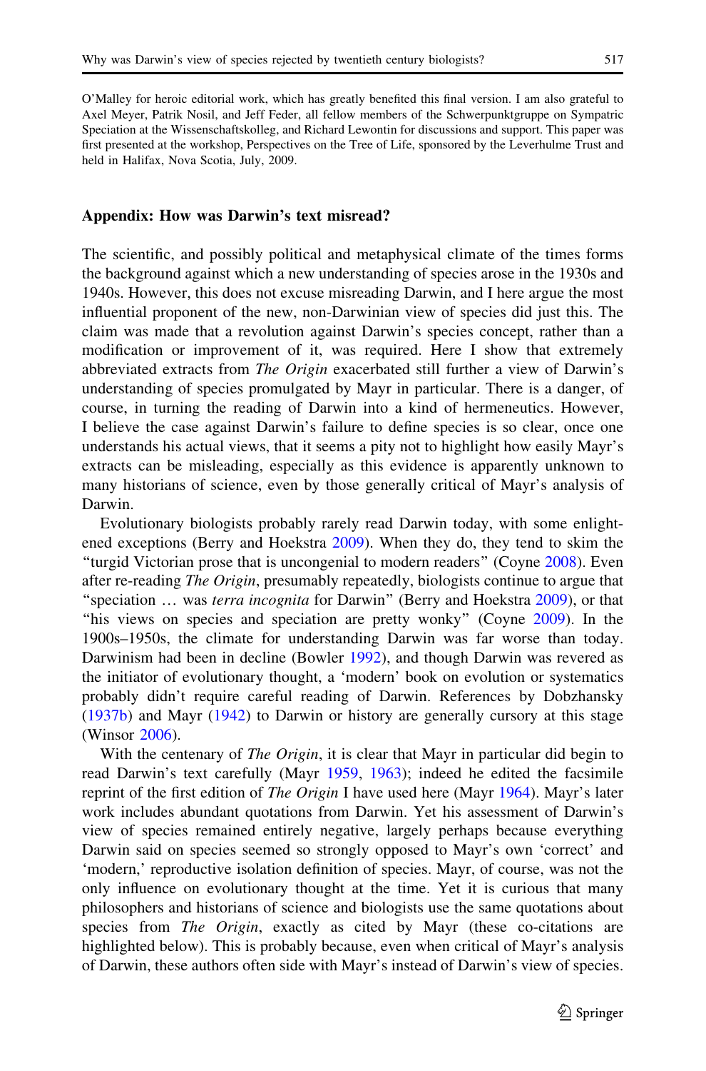O'Malley for heroic editorial work, which has greatly benefited this final version. I am also grateful to Axel Meyer, Patrik Nosil, and Jeff Feder, all fellow members of the Schwerpunktgruppe on Sympatric Speciation at the Wissenschaftskolleg, and Richard Lewontin for discussions and support. This paper was first presented at the workshop, Perspectives on the Tree of Life, sponsored by the Leverhulme Trust and held in Halifax, Nova Scotia, July, 2009.

## Appendix: How was Darwin's text misread?

The scientific, and possibly political and metaphysical climate of the times forms the background against which a new understanding of species arose in the 1930s and 1940s. However, this does not excuse misreading Darwin, and I here argue the most influential proponent of the new, non-Darwinian view of species did just this. The claim was made that a revolution against Darwin's species concept, rather than a modification or improvement of it, was required. Here I show that extremely abbreviated extracts from *The Origin* exacerbated still further a view of Darwin's understanding of species promulgated by Mayr in particular. There is a danger, of course, in turning the reading of Darwin into a kind of hermeneutics. However, I believe the case against Darwin's failure to define species is so clear, once one understands his actual views, that it seems a pity not to highlight how easily Mayr's extracts can be misleading, especially as this evidence is apparently unknown to many historians of science, even by those generally critical of Mayr's analysis of Darwin.

Evolutionary biologists probably rarely read Darwin today, with some enlightened exceptions (Berry and Hoekstra 2009). When they do, they tend to skim the "turgid Victorian prose that is uncongenial to modern readers" (Coyne 2008). Even after re-reading *The Origin*, presumably repeatedly, biologists continue to argue that "speciation … was *terra incognita* for Darwin" (Berry and Hoekstra 2009), or that "his views on species and speciation are pretty wonky" (Coyne 2009). In the 1900s–1950s, the climate for understanding Darwin was far worse than today. Darwinism had been in decline (Bowler 1992), and though Darwin was revered as the initiator of evolutionary thought, a 'modern' book on evolution or systematics probably didn't require careful reading of Darwin. References by Dobzhansky (1937b) and Mayr (1942) to Darwin or history are generally cursory at this stage (Winsor 2006).

With the centenary of *The Origin*, it is clear that Mayr in particular did begin to read Darwin's text carefully (Mayr 1959, 1963); indeed he edited the facsimile reprint of the first edition of *The Origin* I have used here (Mayr 1964). Mayr's later work includes abundant quotations from Darwin. Yet his assessment of Darwin's view of species remained entirely negative, largely perhaps because everything Darwin said on species seemed so strongly opposed to Mayr's own 'correct' and 'modern,' reproductive isolation definition of species. Mayr, of course, was not the only influence on evolutionary thought at the time. Yet it is curious that many philosophers and historians of science and biologists use the same quotations about species from *The Origin*, exactly as cited by Mayr (these co-citations are highlighted below). This is probably because, even when critical of Mayr's analysis of Darwin, these authors often side with Mayr's instead of Darwin's view of species.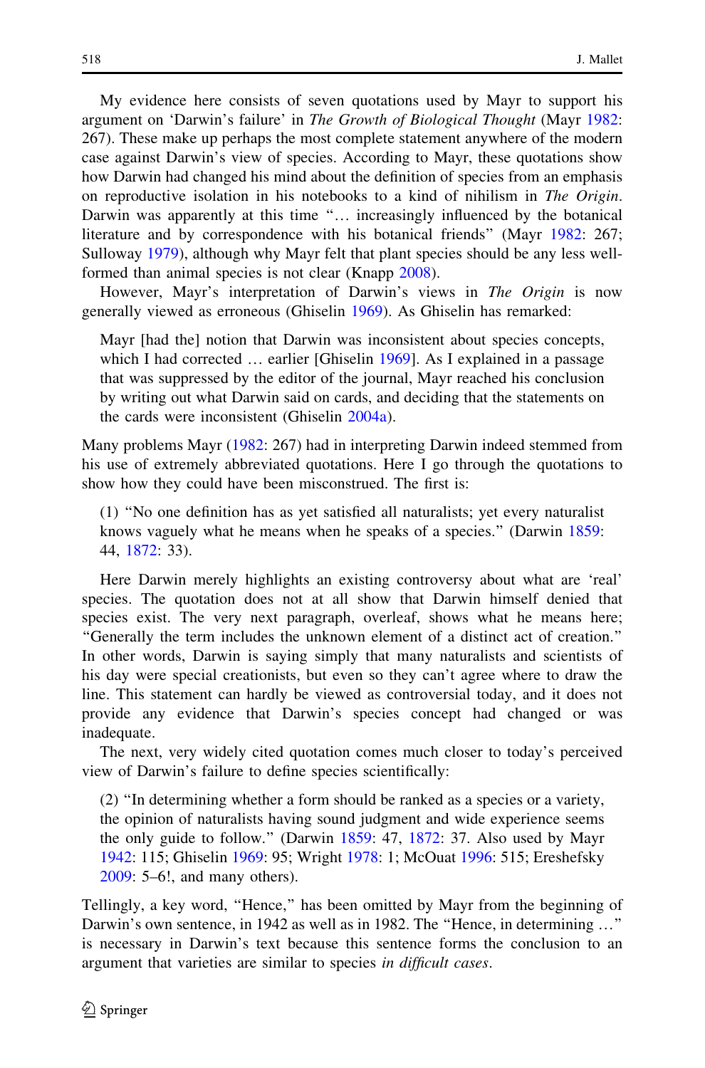My evidence here consists of seven quotations used by Mayr to support his argument on 'Darwin's failure' in *The Growth of Biological Thought* (Mayr 1982: 267). These make up perhaps the most complete statement anywhere of the modern case against Darwin's view of species. According to Mayr, these quotations show how Darwin had changed his mind about the definition of species from an emphasis on reproductive isolation in his notebooks to a kind of nihilism in *The Origin*. Darwin was apparently at this time "… increasingly influenced by the botanical literature and by correspondence with his botanical friends" (Mayr 1982: 267; Sulloway 1979), although why Mayr felt that plant species should be any less well-formed than animal species is not clear (Knapp 2008).

However, Mayr's interpretation of Darwin's views in *The Origin* is now generally viewed as erroneous (Ghiselin 1969). As Ghiselin has remarked:

> Mayr [had the] notion that Darwin was inconsistent about species concepts, which I had corrected … earlier [Ghiselin 1969]. As I explained in a passage that was suppressed by the editor of the journal, Mayr reached his conclusion by writing out what Darwin said on cards, and deciding that the statements on the cards were inconsistent (Ghiselin 2004a).

Many problems Mayr (1982: 267) had in interpreting Darwin indeed stemmed from his use of extremely abbreviated quotations. Here I go through the quotations to show how they could have been misconstrued. The first is:

> (1) "No one definition has as yet satisfied all naturalists; yet every naturalist knows vaguely what he means when he speaks of a species." (Darwin 1859: 44, 1872: 33).

Here Darwin merely highlights an existing controversy about what are 'real' species. The quotation does not at all show that Darwin himself denied that species exist. The very next paragraph, overleaf, shows what he means here; "Generally the term includes the unknown element of a distinct act of creation." In other words, Darwin is saying simply that many naturalists and scientists of his day were special creationists, but even so they can't agree where to draw the line. This statement can hardly be viewed as controversial today, and it does not provide any evidence that Darwin's species concept had changed or was inadequate.

The next, very widely cited quotation comes much closer to today's perceived view of Darwin's failure to define species scientifically:

> (2) "In determining whether a form should be ranked as a species or a variety, the opinion of naturalists having sound judgment and wide experience seems the only guide to follow." (Darwin 1859: 47, 1872: 37. Also used by Mayr 1942: 115; Ghiselin 1969: 95; Wright 1978: 1; McOuat 1996: 515; Ereshefsky 2009: 5–6!, and many others).

Tellingly, a key word, "Hence," has been omitted by Mayr from the beginning of Darwin's own sentence, in 1942 as well as in 1982. The "Hence, in determining …" is necessary in Darwin's text because this sentence forms the conclusion to an argument that varieties are similar to species *in difficult cases*.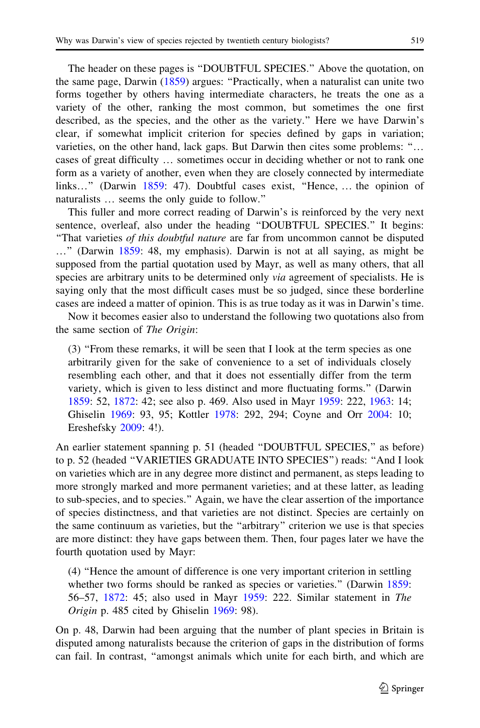The header on these pages is "DOUBTFUL SPECIES." Above the quotation, on the same page, Darwin (1859) argues: "Practically, when a naturalist can unite two forms together by others having intermediate characters, he treats the one as a variety of the other, ranking the most common, but sometimes the one first described, as the species, and the other as the variety." Here we have Darwin's clear, if somewhat implicit criterion for species defined by gaps in variation; varieties, on the other hand, lack gaps. But Darwin then cites some problems: "… cases of great difficulty … sometimes occur in deciding whether or not to rank one form as a variety of another, even when they are closely connected by intermediate links…" (Darwin 1859: 47). Doubtful cases exist, "Hence, … the opinion of naturalists … seems the only guide to follow."

This fuller and more correct reading of Darwin's is reinforced by the very next sentence, overleaf, also under the heading "DOUBTFUL SPECIES." It begins: "That varieties *of this doubtful nature* are far from uncommon cannot be disputed …" (Darwin 1859: 48, my emphasis). Darwin is not at all saying, as might be supposed from the partial quotation used by Mayr, as well as many others, that all species are arbitrary units to be determined only *via* agreement of specialists. He is saying only that the most difficult cases must be so judged, since these borderline cases are indeed a matter of opinion. This is as true today as it was in Darwin's time.

Now it becomes easier also to understand the following two quotations also from the same section of *The Origin*:

> (3) "From these remarks, it will be seen that I look at the term species as one arbitrarily given for the sake of convenience to a set of individuals closely resembling each other, and that it does not essentially differ from the term variety, which is given to less distinct and more fluctuating forms." (Darwin 1859: 52, 1872: 42; see also p. 469. Also used in Mayr 1959: 222, 1963: 14; Ghiselin 1969: 93, 95; Kottler 1978: 292, 294; Coyne and Orr 2004: 10; Ereshefsky 2009: 4!).

An earlier statement spanning p. 51 (headed "DOUBTFUL SPECIES," as before) to p. 52 (headed "VARIETIES GRADUATE INTO SPECIES") reads: "And I look on varieties which are in any degree more distinct and permanent, as steps leading to more strongly marked and more permanent varieties; and at these latter, as leading to sub-species, and to species." Again, we have the clear assertion of the importance of species distinctness, and that varieties are not distinct. Species are certainly on the same continuum as varieties, but the "arbitrary" criterion we use is that species are more distinct: they have gaps between them. Then, four pages later we have the fourth quotation used by Mayr:

> (4) "Hence the amount of difference is one very important criterion in settling whether two forms should be ranked as species or varieties." (Darwin 1859: 56–57, 1872: 45; also used in Mayr 1959: 222. Similar statement in *The Origin* p. 485 cited by Ghiselin 1969: 98).

On p. 48, Darwin had been arguing that the number of plant species in Britain is disputed among naturalists because the criterion of gaps in the distribution of forms can fail. In contrast, "amongst animals which unite for each birth, and which are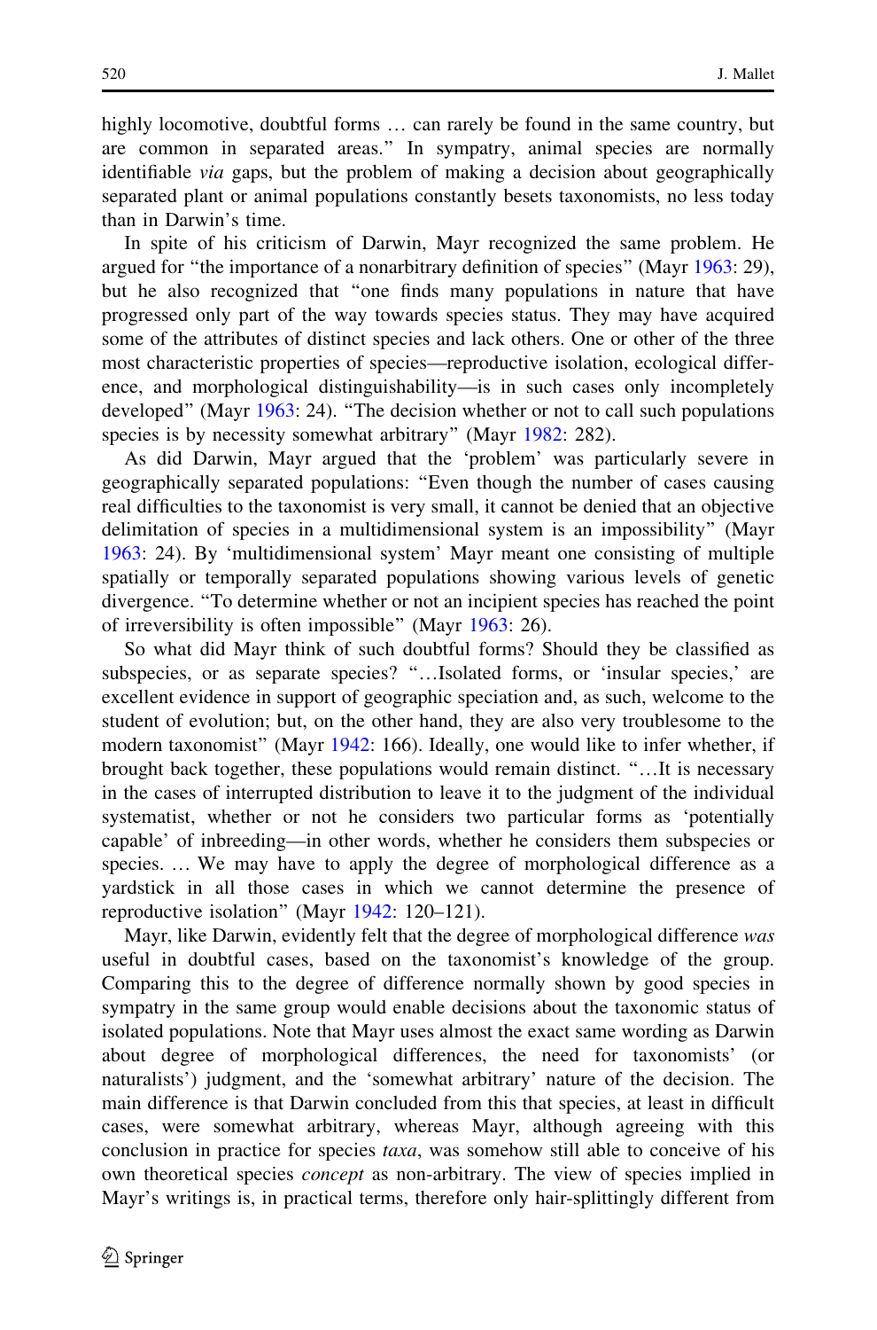highly locomotive, doubtful forms … can rarely be found in the same country, but are common in separated areas." In sympatry, animal species are normally identifiable *via* gaps, but the problem of making a decision about geographically separated plant or animal populations constantly besets taxonomists, no less today than in Darwin's time.

In spite of his criticism of Darwin, Mayr recognized the same problem. He argued for "the importance of a nonarbitrary definition of species" (Mayr 1963: 29), but he also recognized that "one finds many populations in nature that have progressed only part of the way towards species status. They may have acquired some of the attributes of distinct species and lack others. One or other of the three most characteristic properties of species—reproductive isolation, ecological difference, and morphological distinguishability—is in such cases only incompletely developed" (Mayr 1963: 24). "The decision whether or not to call such populations species is by necessity somewhat arbitrary" (Mayr 1982: 282).

As did Darwin, Mayr argued that the 'problem' was particularly severe in geographically separated populations: "Even though the number of cases causing real difficulties to the taxonomist is very small, it cannot be denied that an objective delimitation of species in a multidimensional system is an impossibility" (Mayr 1963: 24). By 'multidimensional system' Mayr meant one consisting of multiple spatially or temporally separated populations showing various levels of genetic divergence. "To determine whether or not an incipient species has reached the point of irreversibility is often impossible" (Mayr 1963: 26).

So what did Mayr think of such doubtful forms? Should they be classified as subspecies, or as separate species? "…Isolated forms, or 'insular species,' are excellent evidence in support of geographic speciation and, as such, welcome to the student of evolution; but, on the other hand, they are also very troublesome to the modern taxonomist" (Mayr 1942: 166). Ideally, one would like to infer whether, if brought back together, these populations would remain distinct. "…It is necessary in the cases of interrupted distribution to leave it to the judgment of the individual systematist, whether or not he considers two particular forms as 'potentially capable' of inbreeding—in other words, whether he considers them subspecies or species. … We may have to apply the degree of morphological difference as a yardstick in all those cases in which we cannot determine the presence of reproductive isolation" (Mayr 1942: 120–121).

Mayr, like Darwin, evidently felt that the degree of morphological difference *was* useful in doubtful cases, based on the taxonomist's knowledge of the group. Comparing this to the degree of difference normally shown by good species in sympatry in the same group would enable decisions about the taxonomic status of isolated populations. Note that Mayr uses almost the exact same wording as Darwin about degree of morphological differences, the need for taxonomists' (or naturalists') judgment, and the 'somewhat arbitrary' nature of the decision. The main difference is that Darwin concluded from this that species, at least in difficult cases, were somewhat arbitrary, whereas Mayr, although agreeing with this conclusion in practice for species *taxa*, was somehow still able to conceive of his own theoretical species *concept* as non-arbitrary. The view of species implied in Mayr's writings is, in practical terms, therefore only hair-splittingly different from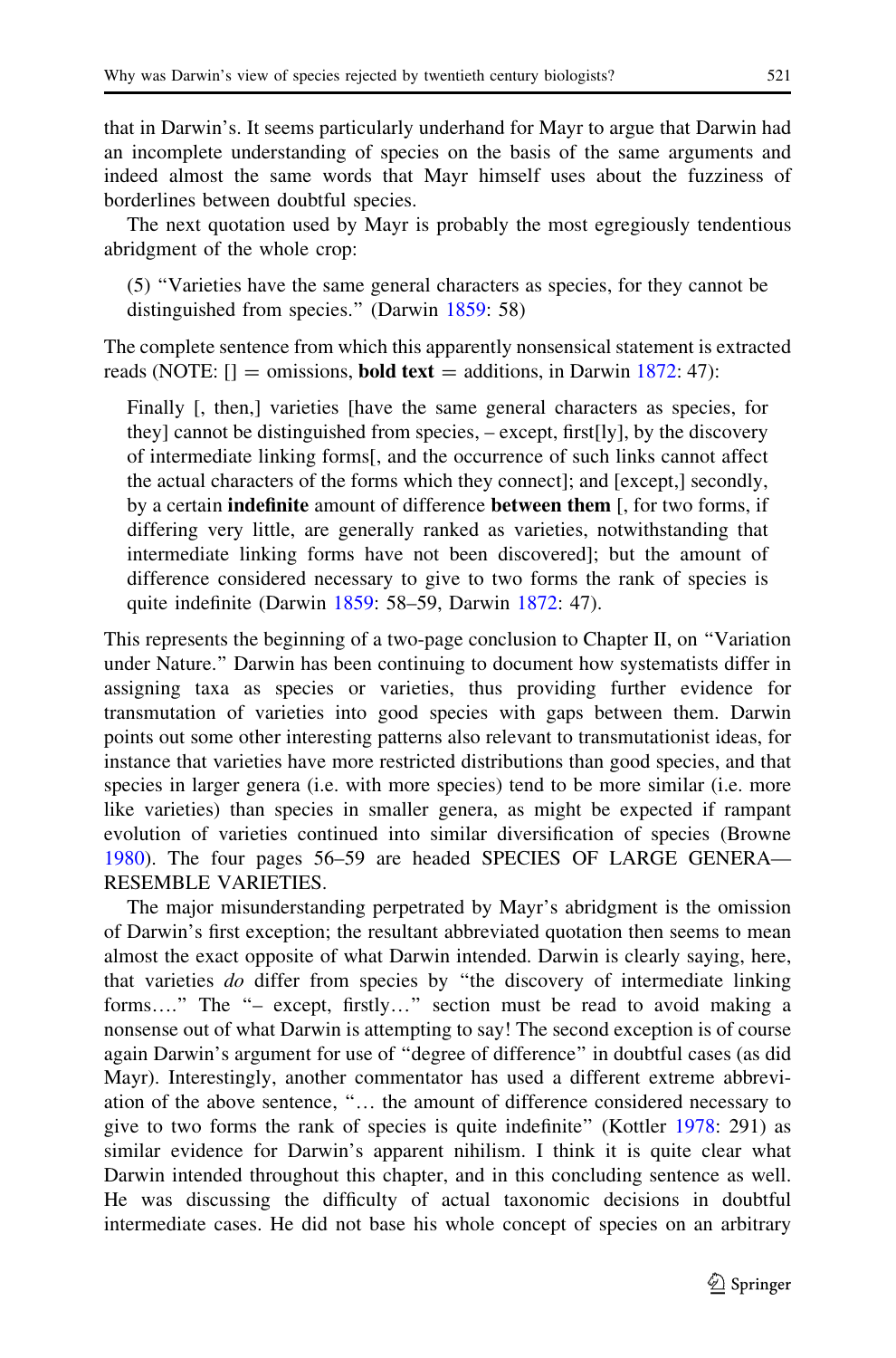that in Darwin's. It seems particularly underhand for Mayr to argue that Darwin had an incomplete understanding of species on the basis of the same arguments and indeed almost the same words that Mayr himself uses about the fuzziness of borderlines between doubtful species.

The next quotation used by Mayr is probably the most egregiously tendentious abridgment of the whole crop:

> (5) "Varieties have the same general characters as species, for they cannot be distinguished from species." (Darwin 1859: 58)

The complete sentence from which this apparently nonsensical statement is extracted reads (NOTE: [] = omissions, **bold text** = additions, in Darwin 1872: 47):

> Finally [, then,] varieties [have the same general characters as species, for they] cannot be distinguished from species, – except, first[ly], by the discovery of intermediate linking forms[, and the occurrence of such links cannot affect the actual characters of the forms which they connect]; and [except,] secondly, by a certain **indefinite** amount of difference **between them** [, for two forms, if differing very little, are generally ranked as varieties, notwithstanding that intermediate linking forms have not been discovered]; but the amount of difference considered necessary to give to two forms the rank of species is quite indefinite (Darwin 1859: 58–59, Darwin 1872: 47).

This represents the beginning of a two-page conclusion to Chapter II, on "Variation under Nature." Darwin has been continuing to document how systematists differ in assigning taxa as species or varieties, thus providing further evidence for transmutation of varieties into good species with gaps between them. Darwin points out some other interesting patterns also relevant to transmutationist ideas, for instance that varieties have more restricted distributions than good species, and that species in larger genera (i.e. with more species) tend to be more similar (i.e. more like varieties) than species in smaller genera, as might be expected if rampant evolution of varieties continued into similar diversification of species (Browne 1980). The four pages 56–59 are headed SPECIES OF LARGE GENERA—RESEMBLE VARIETIES.

The major misunderstanding perpetrated by Mayr's abridgment is the omission of Darwin's first exception; the resultant abbreviated quotation then seems to mean almost the exact opposite of what Darwin intended. Darwin is clearly saying, here, that varieties *do* differ from species by "the discovery of intermediate linking forms…." The "– except, firstly…" section must be read to avoid making a nonsense out of what Darwin is attempting to say! The second exception is of course again Darwin's argument for use of "degree of difference" in doubtful cases (as did Mayr). Interestingly, another commentator has used a different extreme abbreviation of the above sentence, "… the amount of difference considered necessary to give to two forms the rank of species is quite indefinite" (Kottler 1978: 291) as similar evidence for Darwin's apparent nihilism. I think it is quite clear what Darwin intended throughout this chapter, and in this concluding sentence as well. He was discussing the difficulty of actual taxonomic decisions in doubtful intermediate cases. He did not base his whole concept of species on an arbitrary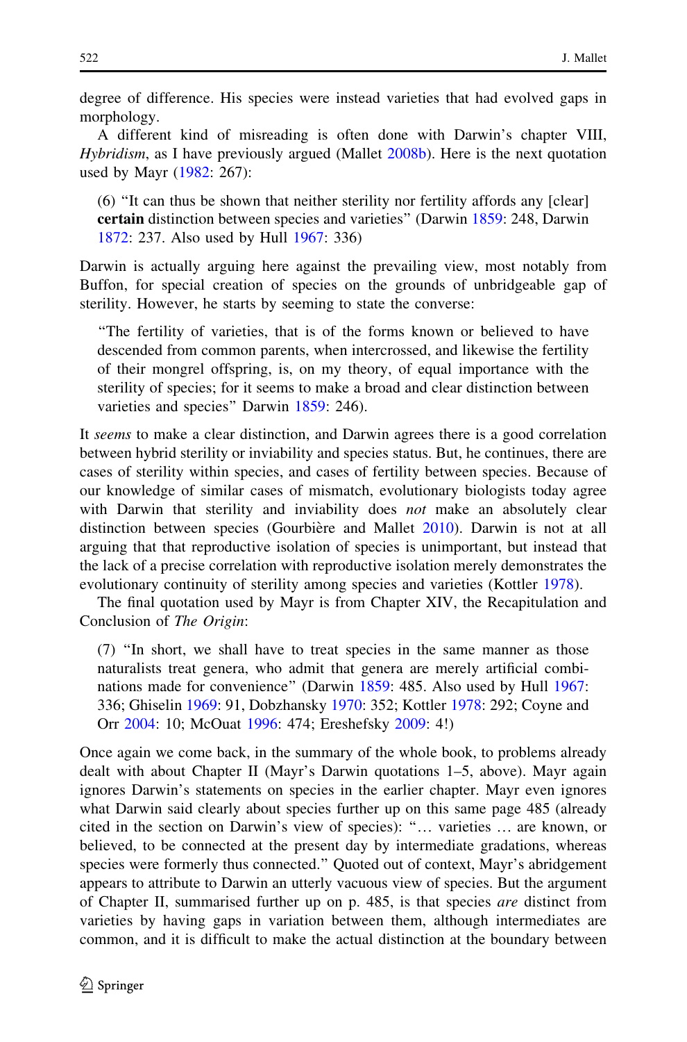degree of difference. His species were instead varieties that had evolved gaps in morphology.

A different kind of misreading is often done with Darwin's chapter VIII, *Hybridism*, as I have previously argued (Mallet 2008b). Here is the next quotation used by Mayr (1982: 267):

> (6) "It can thus be shown that neither sterility nor fertility affords any [clear] **certain** distinction between species and varieties" (Darwin 1859: 248, Darwin 1872: 237. Also used by Hull 1967: 336)

Darwin is actually arguing here against the prevailing view, most notably from Buffon, for special creation of species on the grounds of unbridgeable gap of sterility. However, he starts by seeming to state the converse:

> "The fertility of varieties, that is of the forms known or believed to have descended from common parents, when intercrossed, and likewise the fertility of their mongrel offspring, is, on my theory, of equal importance with the sterility of species; for it seems to make a broad and clear distinction between varieties and species" Darwin 1859: 246).

It *seems* to make a clear distinction, and Darwin agrees there is a good correlation between hybrid sterility or inviability and species status. But, he continues, there are cases of sterility within species, and cases of fertility between species. Because of our knowledge of similar cases of mismatch, evolutionary biologists today agree with Darwin that sterility and inviability does *not* make an absolutely clear distinction between species (Gourbière and Mallet 2010). Darwin is not at all arguing that that reproductive isolation of species is unimportant, but instead that the lack of a precise correlation with reproductive isolation merely demonstrates the evolutionary continuity of sterility among species and varieties (Kottler 1978).

The final quotation used by Mayr is from Chapter XIV, the Recapitulation and Conclusion of *The Origin*:

> (7) "In short, we shall have to treat species in the same manner as those naturalists treat genera, who admit that genera are merely artificial combinations made for convenience" (Darwin 1859: 485. Also used by Hull 1967: 336; Ghiselin 1969: 91, Dobzhansky 1970: 352; Kottler 1978: 292; Coyne and Orr 2004: 10; McOuat 1996: 474; Ereshefsky 2009: 4!)

Once again we come back, in the summary of the whole book, to problems already dealt with about Chapter II (Mayr's Darwin quotations 1–5, above). Mayr again ignores Darwin's statements on species in the earlier chapter. Mayr even ignores what Darwin said clearly about species further up on this same page 485 (already cited in the section on Darwin's view of species): "… varieties … are known, or believed, to be connected at the present day by intermediate gradations, whereas species were formerly thus connected." Quoted out of context, Mayr's abridgement appears to attribute to Darwin an utterly vacuous view of species. But the argument of Chapter II, summarised further up on p. 485, is that species *are* distinct from varieties by having gaps in variation between them, although intermediates are common, and it is difficult to make the actual distinction at the boundary between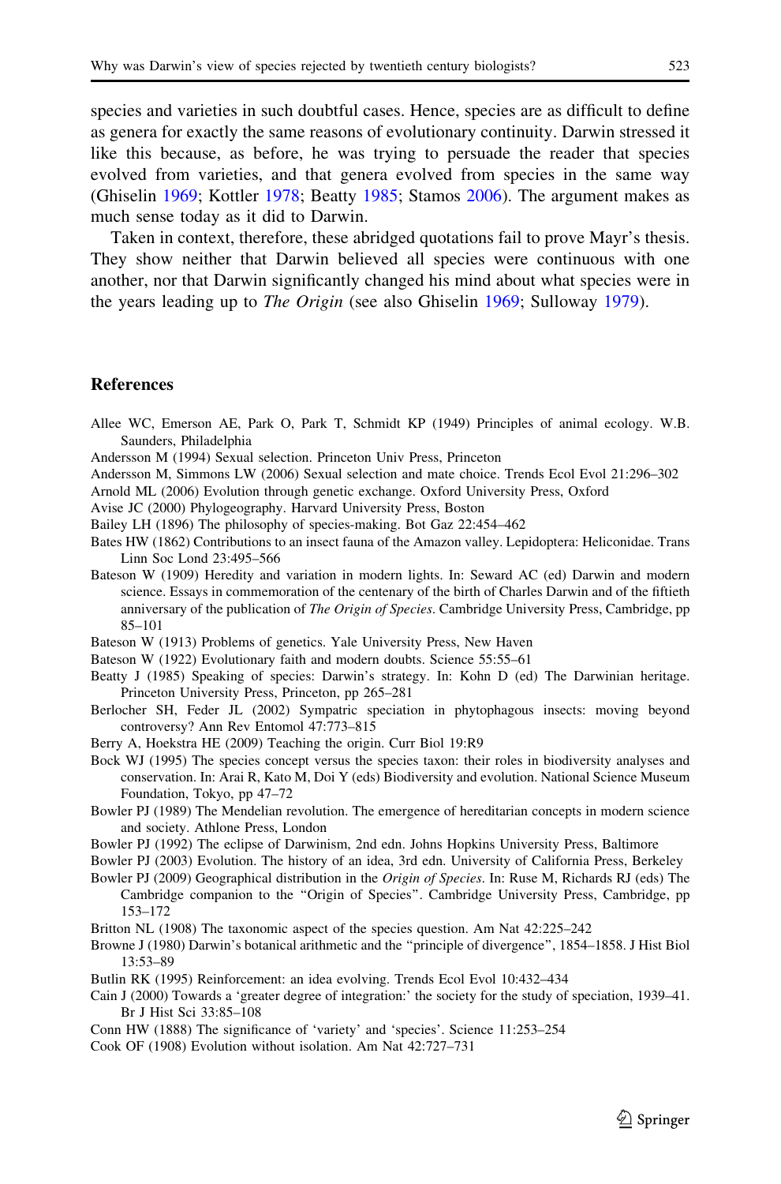species and varieties in such doubtful cases. Hence, species are as difficult to define as genera for exactly the same reasons of evolutionary continuity. Darwin stressed it like this because, as before, he was trying to persuade the reader that species evolved from varieties, and that genera evolved from species in the same way (Ghiselin 1969; Kottler 1978; Beatty 1985; Stamos 2006). The argument makes as much sense today as it did to Darwin.

Taken in context, therefore, these abridged quotations fail to prove Mayr's thesis. They show neither that Darwin believed all species were continuous with one another, nor that Darwin significantly changed his mind about what species were in the years leading up to *The Origin* (see also Ghiselin 1969; Sulloway 1979).

## References

Allee WC, Emerson AE, Park O, Park T, Schmidt KP (1949) Principles of animal ecology. W.B. Saunders, Philadelphia

Andersson M (1994) Sexual selection. Princeton Univ Press, Princeton

Andersson M, Simmons LW (2006) Sexual selection and mate choice. Trends Ecol Evol 21:296–302

Arnold ML (2006) Evolution through genetic exchange. Oxford University Press, Oxford

Avise JC (2000) Phylogeography. Harvard University Press, Boston

Bailey LH (1896) The philosophy of species-making. Bot Gaz 22:454–462

Bates HW (1862) Contributions to an insect fauna of the Amazon valley. Lepidoptera: Heliconidae. Trans Linn Soc Lond 23:495–566

Bateson W (1909) Heredity and variation in modern lights. In: Seward AC (ed) Darwin and modern science. Essays in commemoration of the centenary of the birth of Charles Darwin and of the fiftieth anniversary of the publication of *The Origin of Species*. Cambridge University Press, Cambridge, pp 85–101

Bateson W (1913) Problems of genetics. Yale University Press, New Haven

Bateson W (1922) Evolutionary faith and modern doubts. Science 55:55–61

Beatty J (1985) Speaking of species: Darwin's strategy. In: Kohn D (ed) The Darwinian heritage. Princeton University Press, Princeton, pp 265–281

Berlocher SH, Feder JL (2002) Sympatric speciation in phytophagous insects: moving beyond controversy? Ann Rev Entomol 47:773–815

Berry A, Hoekstra HE (2009) Teaching the origin. Curr Biol 19:R9

Bock WJ (1995) The species concept versus the species taxon: their roles in biodiversity analyses and conservation. In: Arai R, Kato M, Doi Y (eds) Biodiversity and evolution. National Science Museum Foundation, Tokyo, pp 47–72

Bowler PJ (1989) The Mendelian revolution. The emergence of hereditarian concepts in modern science and society. Athlone Press, London

Bowler PJ (1992) The eclipse of Darwinism, 2nd edn. Johns Hopkins University Press, Baltimore

Bowler PJ (2003) Evolution. The history of an idea, 3rd edn. University of California Press, Berkeley

Bowler PJ (2009) Geographical distribution in the *Origin of Species*. In: Ruse M, Richards RJ (eds) The Cambridge companion to the "Origin of Species". Cambridge University Press, Cambridge, pp 153–172

Britton NL (1908) The taxonomic aspect of the species question. Am Nat 42:225–242

Browne J (1980) Darwin's botanical arithmetic and the "principle of divergence", 1854–1858. J Hist Biol 13:53–89

Butlin RK (1995) Reinforcement: an idea evolving. Trends Ecol Evol 10:432–434

Cain J (2000) Towards a 'greater degree of integration:' the society for the study of speciation, 1939–41. Br J Hist Sci 33:85–108

Conn HW (1888) The significance of 'variety' and 'species'. Science 11:253–254

Cook OF (1908) Evolution without isolation. Am Nat 42:727–731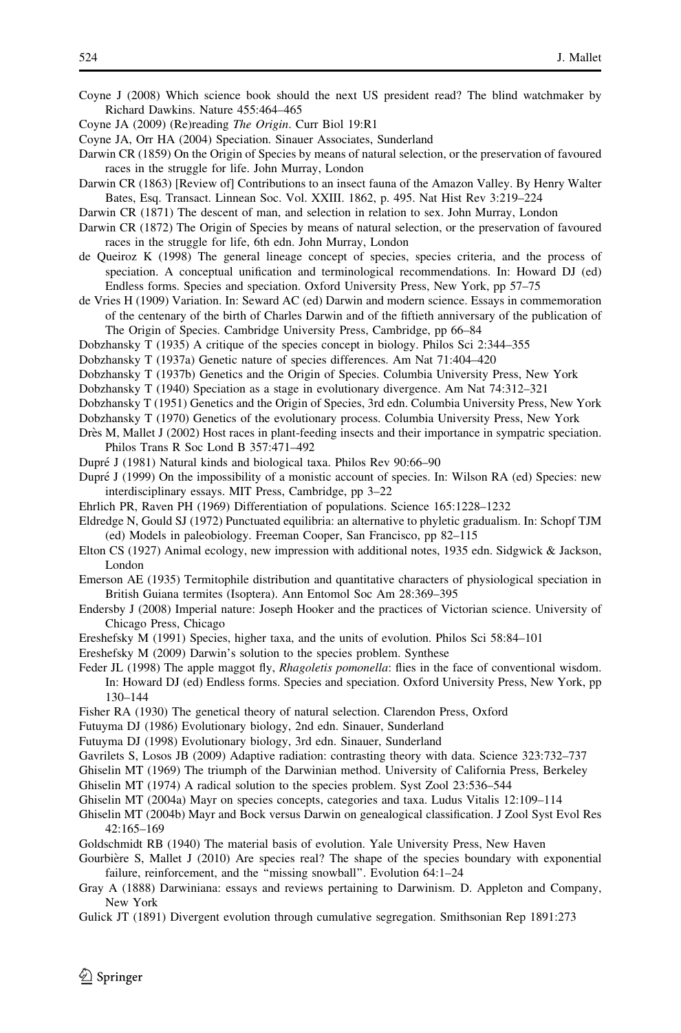Coyne J (2008) Which science book should the next US president read? The blind watchmaker by Richard Dawkins. Nature 455:464–465

Coyne JA (2009) (Re)reading *The Origin*. Curr Biol 19:R1

Coyne JA, Orr HA (2004) Speciation. Sinauer Associates, Sunderland

Darwin CR (1859) On the Origin of Species by means of natural selection, or the preservation of favoured races in the struggle for life. John Murray, London

Darwin CR (1863) [Review of] Contributions to an insect fauna of the Amazon Valley. By Henry Walter Bates, Esq. Transact. Linnean Soc. Vol. XXIII. 1862, p. 495. Nat Hist Rev 3:219–224

Darwin CR (1871) The descent of man, and selection in relation to sex. John Murray, London

Darwin CR (1872) The Origin of Species by means of natural selection, or the preservation of favoured races in the struggle for life, 6th edn. John Murray, London

de Queiroz K (1998) The general lineage concept of species, species criteria, and the process of speciation. A conceptual unification and terminological recommendations. In: Howard DJ (ed) Endless forms. Species and speciation. Oxford University Press, New York, pp 57–75

de Vries H (1909) Variation. In: Seward AC (ed) Darwin and modern science. Essays in commemoration of the centenary of the birth of Charles Darwin and of the fiftieth anniversary of the publication of The Origin of Species. Cambridge University Press, Cambridge, pp 66–84

Dobzhansky T (1935) A critique of the species concept in biology. Philos Sci 2:344–355

Dobzhansky T (1937a) Genetic nature of species differences. Am Nat 71:404–420

Dobzhansky T (1937b) Genetics and the Origin of Species. Columbia University Press, New York

Dobzhansky T (1940) Speciation as a stage in evolutionary divergence. Am Nat 74:312–321

Dobzhansky T (1951) Genetics and the Origin of Species, 3rd edn. Columbia University Press, New York

Dobzhansky T (1970) Genetics of the evolutionary process. Columbia University Press, New York

Drès M, Mallet J (2002) Host races in plant-feeding insects and their importance in sympatric speciation. Philos Trans R Soc Lond B 357:471–492

Dupré J (1981) Natural kinds and biological taxa. Philos Rev 90:66–90

Dupré J (1999) On the impossibility of a monistic account of species. In: Wilson RA (ed) Species: new interdisciplinary essays. MIT Press, Cambridge, pp 3–22

Ehrlich PR, Raven PH (1969) Differentiation of populations. Science 165:1228–1232

Eldredge N, Gould SJ (1972) Punctuated equilibria: an alternative to phyletic gradualism. In: Schopf TJM (ed) Models in paleobiology. Freeman Cooper, San Francisco, pp 82–115

Elton CS (1927) Animal ecology, new impression with additional notes, 1935 edn. Sidgwick & Jackson, London

Emerson AE (1935) Termitophile distribution and quantitative characters of physiological speciation in British Guiana termites (Isoptera). Ann Entomol Soc Am 28:369–395

Endersby J (2008) Imperial nature: Joseph Hooker and the practices of Victorian science. University of Chicago Press, Chicago

Ereshefsky M (1991) Species, higher taxa, and the units of evolution. Philos Sci 58:84–101

Ereshefsky M (2009) Darwin's solution to the species problem. Synthese

Feder JL (1998) The apple maggot fly, *Rhagoletis pomonella*: flies in the face of conventional wisdom. In: Howard DJ (ed) Endless forms. Species and speciation. Oxford University Press, New York, pp 130–144

Fisher RA (1930) The genetical theory of natural selection. Clarendon Press, Oxford

Futuyma DJ (1986) Evolutionary biology, 2nd edn. Sinauer, Sunderland

Futuyma DJ (1998) Evolutionary biology, 3rd edn. Sinauer, Sunderland

Gavrilets S, Losos JB (2009) Adaptive radiation: contrasting theory with data. Science 323:732–737

Ghiselin MT (1969) The triumph of the Darwinian method. University of California Press, Berkeley

Ghiselin MT (1974) A radical solution to the species problem. Syst Zool 23:536–544

Ghiselin MT (2004a) Mayr on species concepts, categories and taxa. Ludus Vitalis 12:109–114

Ghiselin MT (2004b) Mayr and Bock versus Darwin on genealogical classification. J Zool Syst Evol Res 42:165–169

Goldschmidt RB (1940) The material basis of evolution. Yale University Press, New Haven

Gourbière S, Mallet J (2010) Are species real? The shape of the species boundary with exponential failure, reinforcement, and the "missing snowball". Evolution 64:1–24

Gray A (1888) Darwiniana: essays and reviews pertaining to Darwinism. D. Appleton and Company, New York

Gulick JT (1891) Divergent evolution through cumulative segregation. Smithsonian Rep 1891:273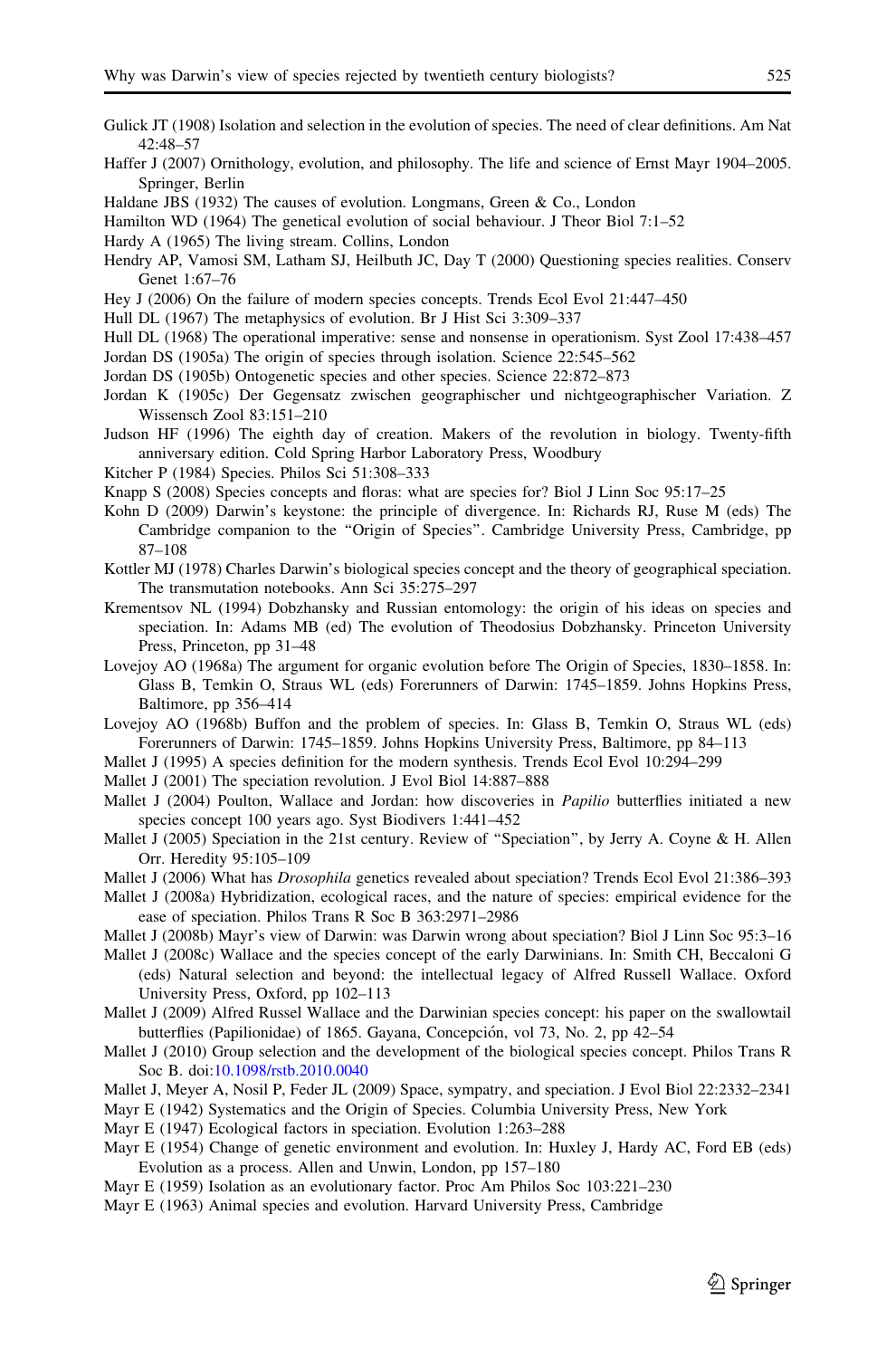Gulick JT (1908) Isolation and selection in the evolution of species. The need of clear definitions. Am Nat 42:48–57

Haffer J (2007) Ornithology, evolution, and philosophy. The life and science of Ernst Mayr 1904–2005. Springer, Berlin

Haldane JBS (1932) The causes of evolution. Longmans, Green & Co., London

Hamilton WD (1964) The genetical evolution of social behaviour. J Theor Biol 7:1–52

Hardy A (1965) The living stream. Collins, London

Hendry AP, Vamosi SM, Latham SJ, Heilbuth JC, Day T (2000) Questioning species realities. Conserv Genet 1:67–76

Hey J (2006) On the failure of modern species concepts. Trends Ecol Evol 21:447–450

Hull DL (1967) The metaphysics of evolution. Br J Hist Sci 3:309–337

Hull DL (1968) The operational imperative: sense and nonsense in operationism. Syst Zool 17:438–457

Jordan DS (1905a) The origin of species through isolation. Science 22:545–562

Jordan DS (1905b) Ontogenetic species and other species. Science 22:872–873

Jordan K (1905c) Der Gegensatz zwischen geographischer und nichtgeographischer Variation. Z Wissensch Zool 83:151–210

Judson HF (1996) The eighth day of creation. Makers of the revolution in biology. Twenty-fifth anniversary edition. Cold Spring Harbor Laboratory Press, Woodbury

Kitcher P (1984) Species. Philos Sci 51:308–333

Knapp S (2008) Species concepts and floras: what are species for? Biol J Linn Soc 95:17–25

Kohn D (2009) Darwin's keystone: the principle of divergence. In: Richards RJ, Ruse M (eds) The Cambridge companion to the "Origin of Species". Cambridge University Press, Cambridge, pp 87–108

Kottler MJ (1978) Charles Darwin's biological species concept and the theory of geographical speciation. The transmutation notebooks. Ann Sci 35:275–297

Krementsov NL (1994) Dobzhansky and Russian entomology: the origin of his ideas on species and speciation. In: Adams MB (ed) The evolution of Theodosius Dobzhansky. Princeton University Press, Princeton, pp 31–48

Lovejoy AO (1968a) The argument for organic evolution before The Origin of Species, 1830–1858. In: Glass B, Temkin O, Straus WL (eds) Forerunners of Darwin: 1745–1859. Johns Hopkins Press, Baltimore, pp 356–414

Lovejoy AO (1968b) Buffon and the problem of species. In: Glass B, Temkin O, Straus WL (eds) Forerunners of Darwin: 1745–1859. Johns Hopkins University Press, Baltimore, pp 84–113

Mallet J (1995) A species definition for the modern synthesis. Trends Ecol Evol 10:294–299

Mallet J (2001) The speciation revolution. J Evol Biol 14:887–888

Mallet J (2004) Poulton, Wallace and Jordan: how discoveries in *Papilio* butterflies initiated a new species concept 100 years ago. Syst Biodivers 1:441–452

Mallet J (2005) Speciation in the 21st century. Review of "Speciation", by Jerry A. Coyne & H. Allen Orr. Heredity 95:105–109

Mallet J (2006) What has *Drosophila* genetics revealed about speciation? Trends Ecol Evol 21:386–393

Mallet J (2008a) Hybridization, ecological races, and the nature of species: empirical evidence for the ease of speciation. Philos Trans R Soc B 363:2971–2986

Mallet J (2008b) Mayr's view of Darwin: was Darwin wrong about speciation? Biol J Linn Soc 95:3–16

Mallet J (2008c) Wallace and the species concept of the early Darwinians. In: Smith CH, Beccaloni G (eds) Natural selection and beyond: the intellectual legacy of Alfred Russell Wallace. Oxford University Press, Oxford, pp 102–113

Mallet J (2009) Alfred Russel Wallace and the Darwinian species concept: his paper on the swallowtail butterflies (Papilionidae) of 1865. Gayana, Concepción, vol 73, No. 2, pp 42–54

Mallet J (2010) Group selection and the development of the biological species concept. Philos Trans R Soc B. doi:10.1098/rstb.2010.0040

Mallet J, Meyer A, Nosil P, Feder JL (2009) Space, sympatry, and speciation. J Evol Biol 22:2332–2341

Mayr E (1942) Systematics and the Origin of Species. Columbia University Press, New York

Mayr E (1947) Ecological factors in speciation. Evolution 1:263–288

Mayr E (1954) Change of genetic environment and evolution. In: Huxley J, Hardy AC, Ford EB (eds) Evolution as a process. Allen and Unwin, London, pp 157–180

Mayr E (1959) Isolation as an evolutionary factor. Proc Am Philos Soc 103:221–230

Mayr E (1963) Animal species and evolution. Harvard University Press, Cambridge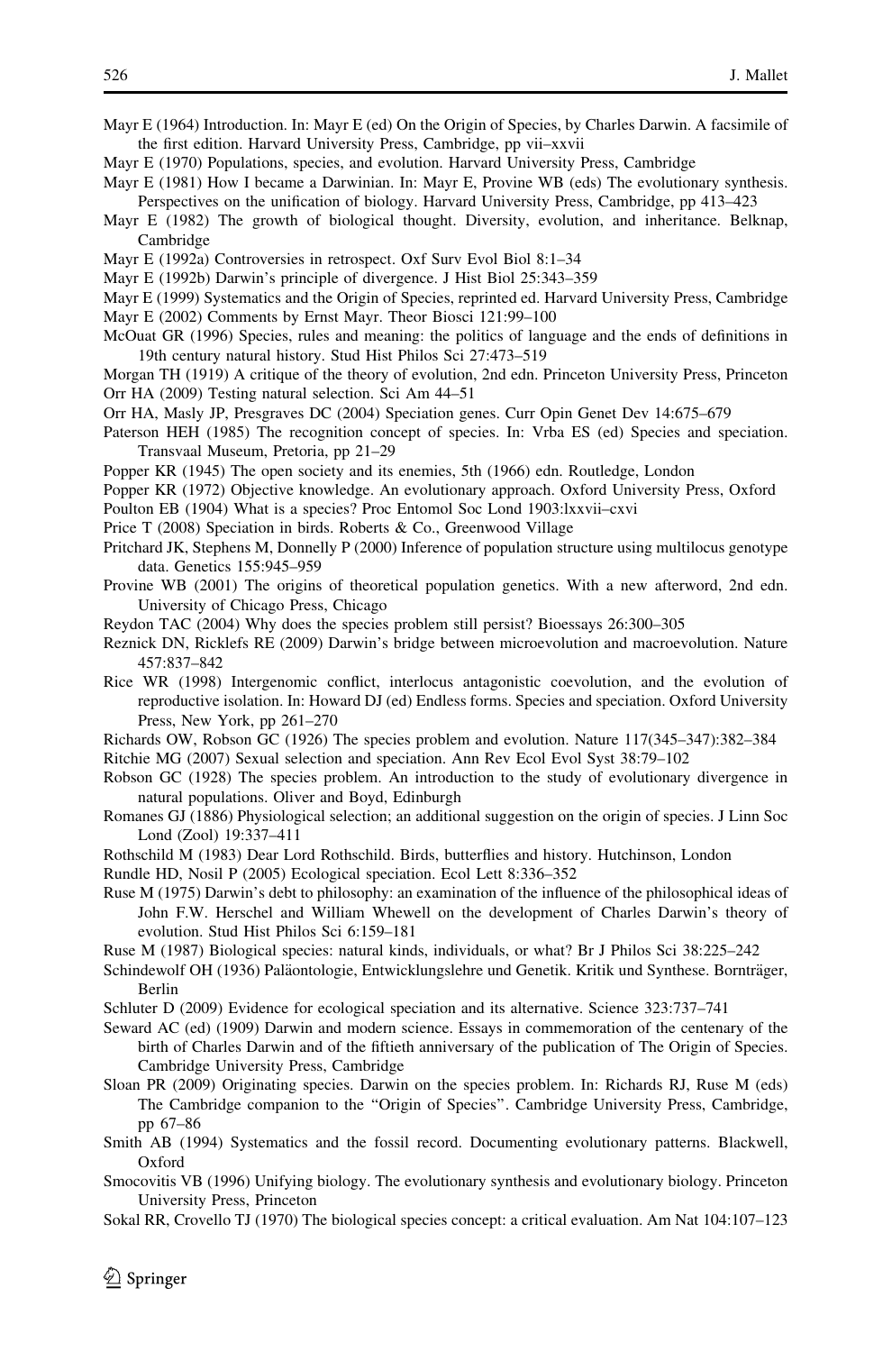Mayr E (1964) Introduction. In: Mayr E (ed) On the Origin of Species, by Charles Darwin. A facsimile of the first edition. Harvard University Press, Cambridge, pp vii–xxvii

Mayr E (1970) Populations, species, and evolution. Harvard University Press, Cambridge

Mayr E (1981) How I became a Darwinian. In: Mayr E, Provine WB (eds) The evolutionary synthesis. Perspectives on the unification of biology. Harvard University Press, Cambridge, pp 413–423

Mayr E (1982) The growth of biological thought. Diversity, evolution, and inheritance. Belknap, Cambridge

Mayr E (1992a) Controversies in retrospect. Oxf Surv Evol Biol 8:1–34

Mayr E (1992b) Darwin's principle of divergence. J Hist Biol 25:343–359

Mayr E (1999) Systematics and the Origin of Species, reprinted ed. Harvard University Press, Cambridge

Mayr E (2002) Comments by Ernst Mayr. Theor Biosci 121:99–100

McOuat GR (1996) Species, rules and meaning: the politics of language and the ends of definitions in 19th century natural history. Stud Hist Philos Sci 27:473–519

Morgan TH (1919) A critique of the theory of evolution, 2nd edn. Princeton University Press, Princeton

Orr HA (2009) Testing natural selection. Sci Am 44–51

Orr HA, Masly JP, Presgraves DC (2004) Speciation genes. Curr Opin Genet Dev 14:675–679

Paterson HEH (1985) The recognition concept of species. In: Vrba ES (ed) Species and speciation. Transvaal Museum, Pretoria, pp 21–29

Popper KR (1945) The open society and its enemies, 5th (1966) edn. Routledge, London

Popper KR (1972) Objective knowledge. An evolutionary approach. Oxford University Press, Oxford

Poulton EB (1904) What is a species? Proc Entomol Soc Lond 1903:lxxvii–cxvi

Price T (2008) Speciation in birds. Roberts & Co., Greenwood Village

Pritchard JK, Stephens M, Donnelly P (2000) Inference of population structure using multilocus genotype data. Genetics 155:945–959

Provine WB (2001) The origins of theoretical population genetics. With a new afterword, 2nd edn. University of Chicago Press, Chicago

Reydon TAC (2004) Why does the species problem still persist? Bioessays 26:300–305

Reznick DN, Ricklefs RE (2009) Darwin's bridge between microevolution and macroevolution. Nature 457:837–842

Rice WR (1998) Intergenomic conflict, interlocus antagonistic coevolution, and the evolution of reproductive isolation. In: Howard DJ (ed) Endless forms. Species and speciation. Oxford University Press, New York, pp 261–270

Richards OW, Robson GC (1926) The species problem and evolution. Nature 117(345–347):382–384

Ritchie MG (2007) Sexual selection and speciation. Ann Rev Ecol Evol Syst 38:79–102

Robson GC (1928) The species problem. An introduction to the study of evolutionary divergence in natural populations. Oliver and Boyd, Edinburgh

Romanes GJ (1886) Physiological selection; an additional suggestion on the origin of species. J Linn Soc Lond (Zool) 19:337–411

Rothschild M (1983) Dear Lord Rothschild. Birds, butterflies and history. Hutchinson, London

Rundle HD, Nosil P (2005) Ecological speciation. Ecol Lett 8:336–352

Ruse M (1975) Darwin's debt to philosophy: an examination of the influence of the philosophical ideas of John F.W. Herschel and William Whewell on the development of Charles Darwin's theory of evolution. Stud Hist Philos Sci 6:159–181

Ruse M (1987) Biological species: natural kinds, individuals, or what? Br J Philos Sci 38:225–242

Schindewolf OH (1936) Paläontologie, Entwicklungslehre und Genetik. Kritik und Synthese. Bornträger, Berlin

Schluter D (2009) Evidence for ecological speciation and its alternative. Science 323:737–741

Seward AC (ed) (1909) Darwin and modern science. Essays in commemoration of the centenary of the birth of Charles Darwin and of the fiftieth anniversary of the publication of The Origin of Species. Cambridge University Press, Cambridge

Sloan PR (2009) Originating species. Darwin on the species problem. In: Richards RJ, Ruse M (eds) The Cambridge companion to the "Origin of Species". Cambridge University Press, Cambridge, pp 67–86

Smith AB (1994) Systematics and the fossil record. Documenting evolutionary patterns. Blackwell, Oxford

Smocovitis VB (1996) Unifying biology. The evolutionary synthesis and evolutionary biology. Princeton University Press, Princeton

Sokal RR, Crovello TJ (1970) The biological species concept: a critical evaluation. Am Nat 104:107–123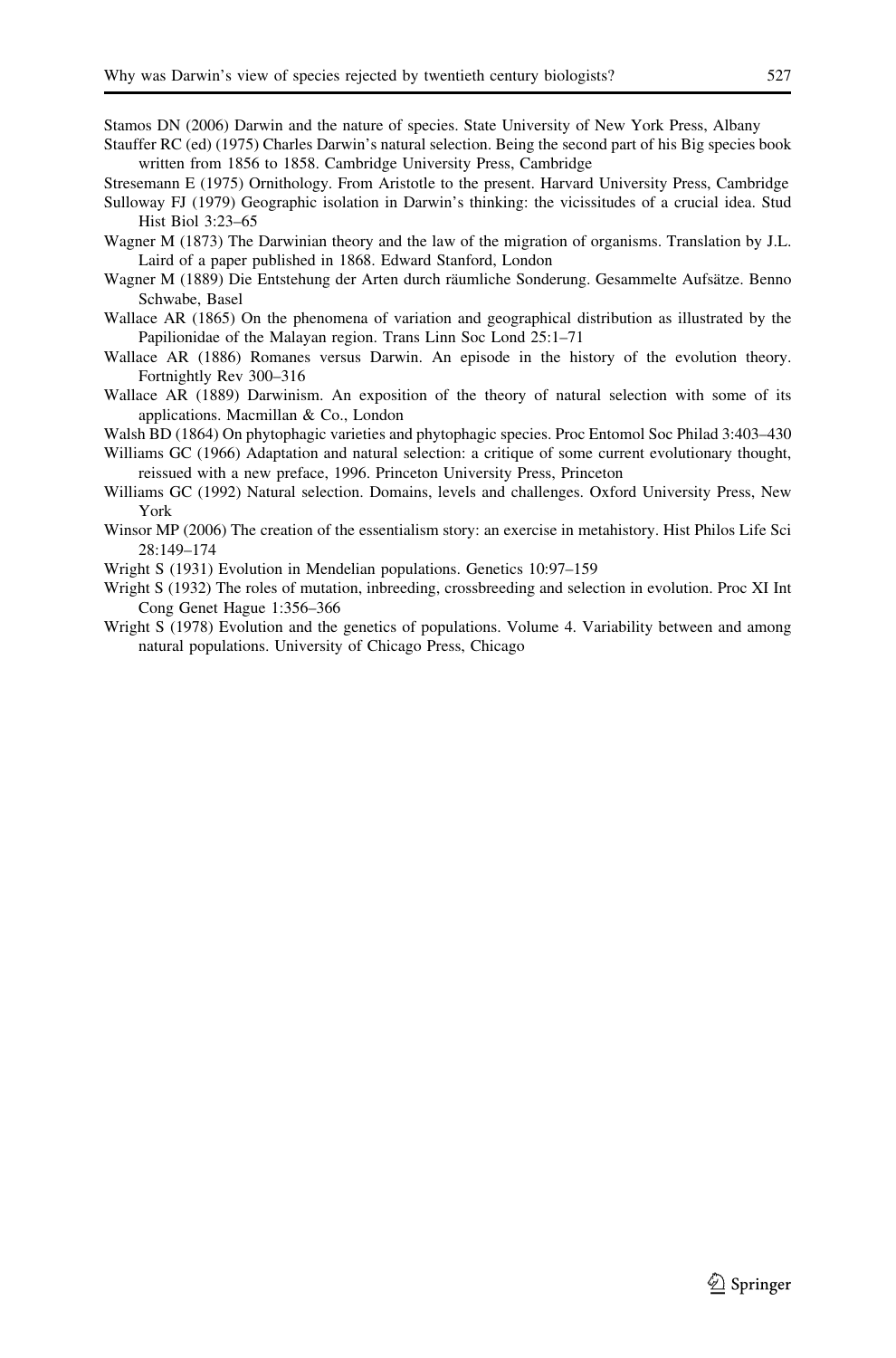Stamos DN (2006) Darwin and the nature of species. State University of New York Press, Albany

Stauffer RC (ed) (1975) Charles Darwin's natural selection. Being the second part of his Big species book written from 1856 to 1858. Cambridge University Press, Cambridge

Stresemann E (1975) Ornithology. From Aristotle to the present. Harvard University Press, Cambridge

Sulloway FJ (1979) Geographic isolation in Darwin's thinking: the vicissitudes of a crucial idea. Stud Hist Biol 3:23–65

Wagner M (1873) The Darwinian theory and the law of the migration of organisms. Translation by J.L. Laird of a paper published in 1868. Edward Stanford, London

Wagner M (1889) Die Entstehung der Arten durch räumliche Sonderung. Gesammelte Aufsätze. Benno Schwabe, Basel

Wallace AR (1865) On the phenomena of variation and geographical distribution as illustrated by the Papilionidae of the Malayan region. Trans Linn Soc Lond 25:1–71

Wallace AR (1886) Romanes versus Darwin. An episode in the history of the evolution theory. Fortnightly Rev 300–316

Wallace AR (1889) Darwinism. An exposition of the theory of natural selection with some of its applications. Macmillan & Co., London

Walsh BD (1864) On phytophagic varieties and phytophagic species. Proc Entomol Soc Philad 3:403–430

Williams GC (1966) Adaptation and natural selection: a critique of some current evolutionary thought, reissued with a new preface, 1996. Princeton University Press, Princeton

Williams GC (1992) Natural selection. Domains, levels and challenges. Oxford University Press, New York

Winsor MP (2006) The creation of the essentialism story: an exercise in metahistory. Hist Philos Life Sci 28:149–174

Wright S (1931) Evolution in Mendelian populations. Genetics 10:97–159

Wright S (1932) The roles of mutation, inbreeding, crossbreeding and selection in evolution. Proc XI Int Cong Genet Hague 1:356–366

Wright S (1978) Evolution and the genetics of populations. Volume 4. Variability between and among natural populations. University of Chicago Press, Chicago